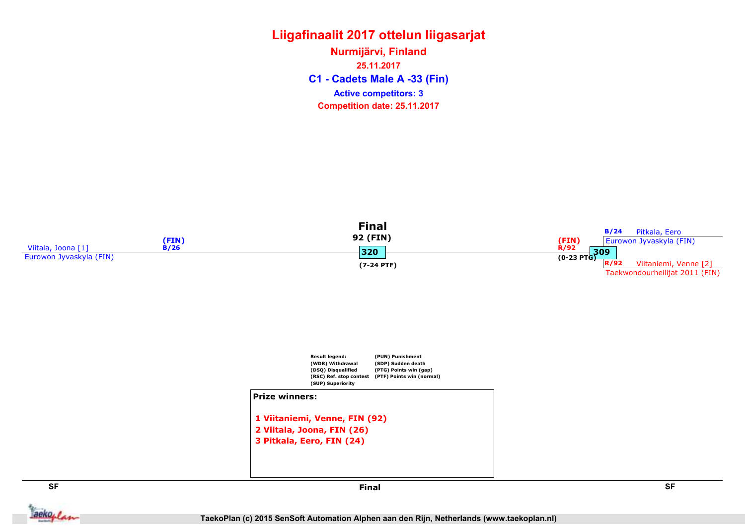# Liigafinaalit 2017 ottelun liigasarjat

**Nurmijärvi, Finland**

**25.11.2017**

## C1 - Cadets Male A -33 (Fin)

**Active competitors: 3**

**Competition date: 25.11.2017**

### Final

**92 (FIN)**

Viitala, Joona [1]
Eurowon Jyvaskyla (FIN)
(FIN)
B/26

320
(7-24 PTF)

(FIN)
R/92
(0-23 PTG)

309

B/24 Pitkala, Eero
Eurowon Jyvaskyla (FIN)

R/92 Viitaniemi, Venne [2]
Taekwondourheilijat 2011 (FIN)

Result legend:
(WDR) Withdrawal
(DSQ) Disqualified
(RSC) Ref. stop contest
(SUP) Superiority
(PUN) Punishment
(SDP) Sudden death
(PTG) Points win (gap)
(PTF) Points win (normal)

**Prize winners:**

1 Viitaniemi, Venne, FIN (92)
2 Viitala, Joona, FIN (26)
3 Pitkala, Eero, FIN (24)

SF | Final | SF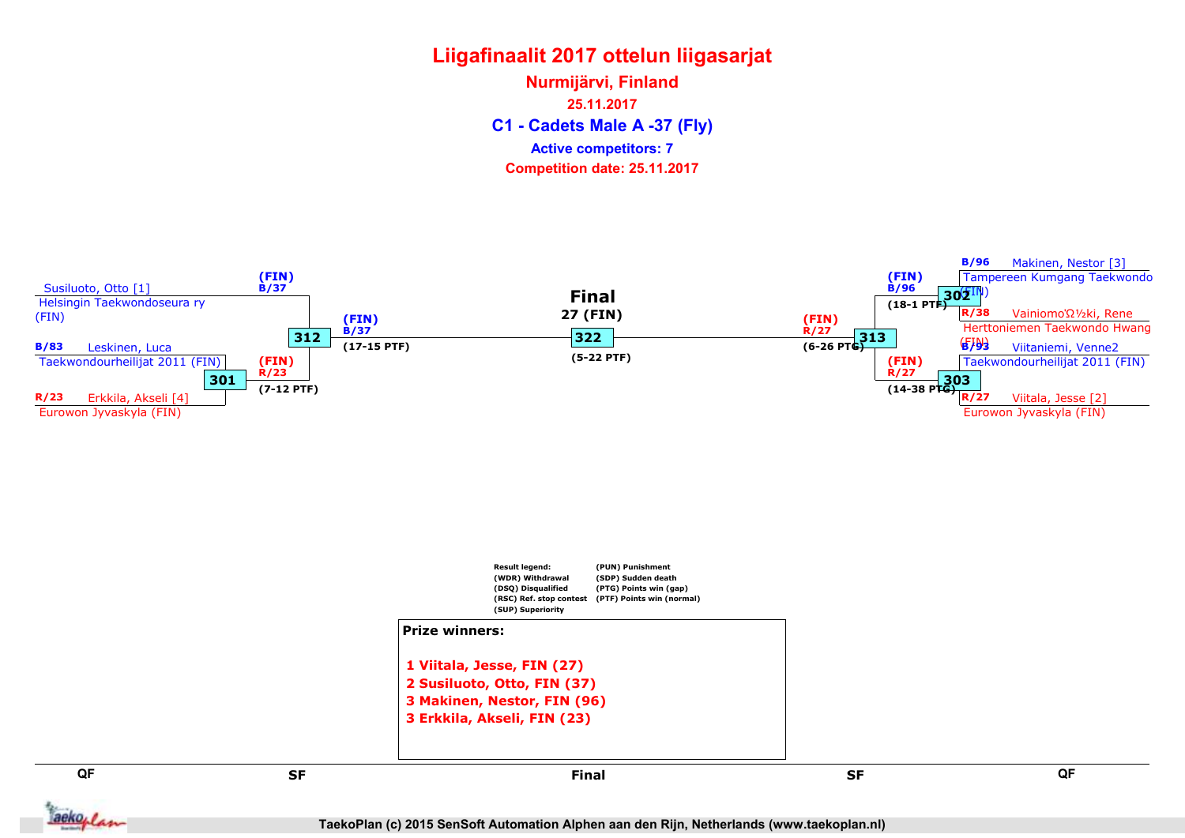# Liigafinaalit 2017 ottelun liigasarjat

## Nurmijärvi, Finland

**25.11.2017**

## C1 - Cadets Male A -37 (Fly)

**Active competitors: 7**

**Competition date: 25.11.2017**

### QF (left)

- Susiluoto, Otto [1] — Helsingin Taekwondoseura ry (FIN)
- B/83 Leskinen, Luca — Taekwondourheilijat 2011 (FIN)
- R/23 Erkkila, Akseli [4] — Eurowon Jyvaskyla (FIN)

**301**: (FIN) R/23 (7-12 PTF)

### SF (left)

**312**: (FIN) B/37 (17-15 PTF)

(FIN) B/37

### Final

**322** — 27 (FIN) (5-22 PTF)

### SF (right)

**313**: (FIN) R/27 (6-26 PTG)

### QF (right)

- B/96 Makinen, Nestor [3] — Tampereen Kumgang Taekwondo (FIN)
- R/38 Vainiomo'Ω½ki, Rene — Herttoniemen Taekwondo Hwang (FIN)
- B/93 Viitaniemi, Venne2 — Taekwondourheilijat 2011 (FIN)
- R/27 Viitala, Jesse [2] — Eurowon Jyvaskyla (FIN)

**302**: (FIN) B/96 (18-1 PTF)

**303**: (FIN) R/27 (14-38 PTG)

**Result legend:**

- (WDR) Withdrawal
- (DSQ) Disqualified
- (RSC) Ref. stop contest
- (SUP) Superiority
- (PUN) Punishment
- (SDP) Sudden death
- (PTG) Points win (gap)
- (PTF) Points win (normal)

**Prize winners:**

1. Viitala, Jesse, FIN (27)
2. Susiluoto, Otto, FIN (37)
3. Makinen, Nestor, FIN (96)
3. Erkkila, Akseli, FIN (23)

TaekoPlan (c) 2015 SenSoft Automation Alphen aan den Rijn, Netherlands (www.taekoplan.nl)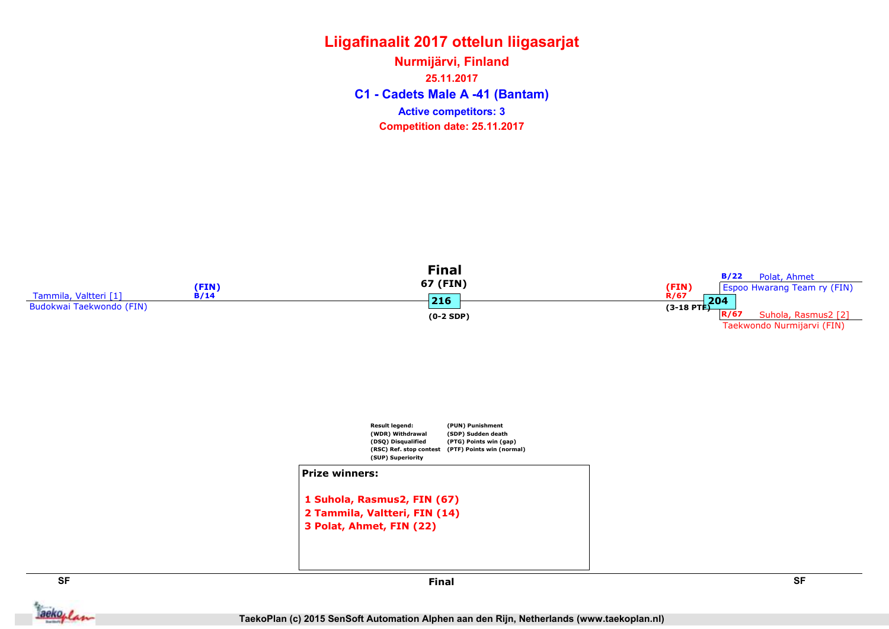# Liigafinaalit 2017 ottelun liigasarjat

## Nurmijärvi, Finland

25.11.2017

## C1 - Cadets Male A -41 (Bantam)

Active competitors: 3

Competition date: 25.11.2017

**Final**

67 (FIN)

Tammila, Valtteri [1] (FIN) B/14
Budokwai Taekwondo (FIN)

**216**

(0-2 SDP)

(FIN) R/67

(3-18 PTF)

**204**

B/22 Polat, Ahmet
Espoo Hwarang Team ry (FIN)

R/67 Suhola, Rasmus2 [2]
Taekwondo Nurmijarvi (FIN)

Result legend:
(WDR) Withdrawal
(DSQ) Disqualified
(RSC) Ref. stop contest
(SUP) Superiority
(PUN) Punishment
(SDP) Sudden death
(PTG) Points win (gap)
(PTF) Points win (normal)

**Prize winners:**

1 Suhola, Rasmus2, FIN (67)
2 Tammila, Valtteri, FIN (14)
3 Polat, Ahmet, FIN (22)

SF | Final | SF

TaekoPlan (c) 2015 SenSoft Automation Alphen aan den Rijn, Netherlands (www.taekoplan.nl)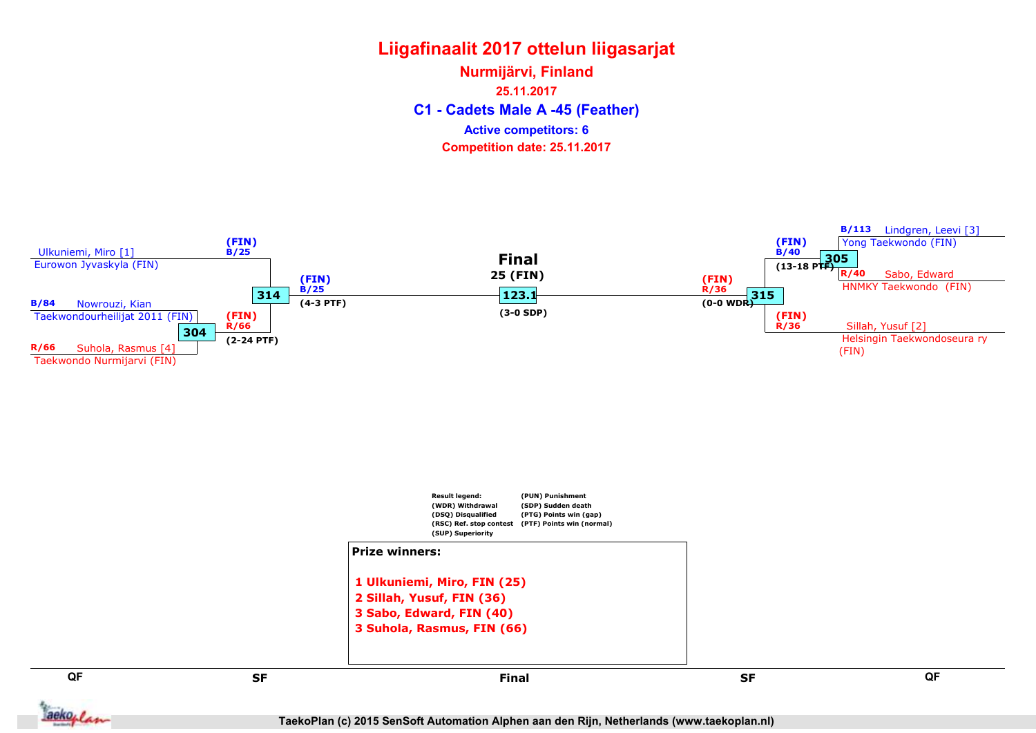# Liigafinaalit 2017 ottelun liigasarjat

## Nurmijärvi, Finland

**25.11.2017**

## C1 - Cadets Male A -45 (Feather)

**Active competitors: 6**

**Competition date: 25.11.2017**

### QF (left)

- Ulkuniemi, Miro [1] — Eurowon Jyvaskyla (FIN)
- B/84 Nowrouzi, Kian — Taekwondourheilijat 2011 (FIN)
- R/66 Suhola, Rasmus [4] — Taekwondo Nurmijarvi (FIN)

Match 304: (FIN) R/66 (2-24 PTF)

### SF (left)

Match 314: (FIN) B/25 — (FIN) B/25 (4-3 PTF)

### Final

**Final**
**25 (FIN)**

Match 123.1 (3-0 SDP)

### SF (right)

Match 315: (FIN) R/36 (0-0 WDR)

### QF (right)

- B/113 Lindgren, Leevi [3] — Yong Taekwondo (FIN)
- R/40 Sabo, Edward — HNMKY Taekwondo (FIN)
- Sillah, Yusuf [2] — Helsingin Taekwondoseura ry (FIN)

Match 305: (FIN) B/40 (13-18 PTF)

(FIN) R/36

**Result legend:**

- (WDR) Withdrawal
- (DSQ) Disqualified
- (RSC) Ref. stop contest
- (SUP) Superiority
- (PUN) Punishment
- (SDP) Sudden death
- (PTG) Points win (gap)
- (PTF) Points win (normal)

**Prize winners:**

1. **Ulkuniemi, Miro, FIN (25)**
2. **Sillah, Yusuf, FIN (36)**
3. **Sabo, Edward, FIN (40)**
3. **Suhola, Rasmus, FIN (66)**

QF | SF | Final | SF | QF

TaekoPlan (c) 2015 SenSoft Automation Alphen aan den Rijn, Netherlands (www.taekoplan.nl)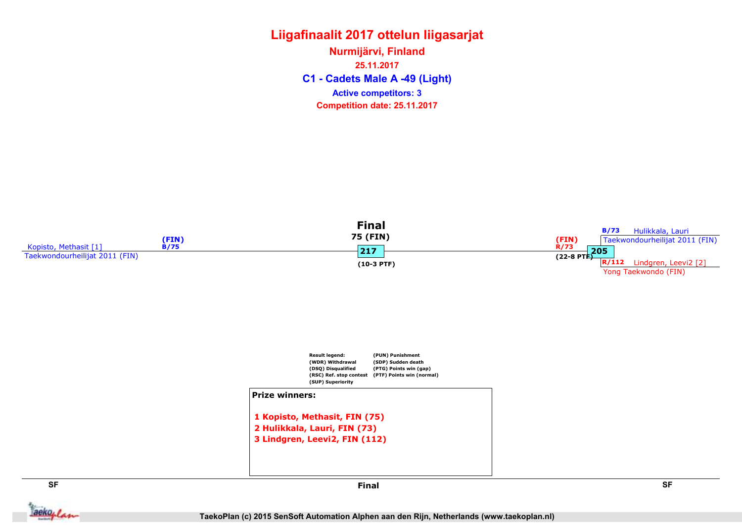# Liigafinaalit 2017 ottelun liigasarjat

**Nurmijärvi, Finland**

**25.11.2017**

## C1 - Cadets Male A -49 (Light)

**Active competitors: 3**

**Competition date: 25.11.2017**

### SF

Kopisto, Methasit [1]
Taekwondourheilijat 2011 (FIN)
(FIN) B/75

### Final

75 (FIN)
217
(10-3 PTF)

### SF

B/73 Hulikkala, Lauri
Taekwondourheilijat 2011 (FIN)

(FIN) R/73
205
(22-8 PTF)

R/112 Lindgren, Leevi2 [2]
Yong Taekwondo (FIN)

**Result legend:**

- (WDR) Withdrawal
- (DSQ) Disqualified
- (RSC) Ref. stop contest
- (SUP) Superiority
- (PUN) Punishment
- (SDP) Sudden death
- (PTG) Points win (gap)
- (PTF) Points win (normal)

**Prize winners:**

1. Kopisto, Methasit, FIN (75)
2. Hulikkala, Lauri, FIN (73)
3. Lindgren, Leevi2, FIN (112)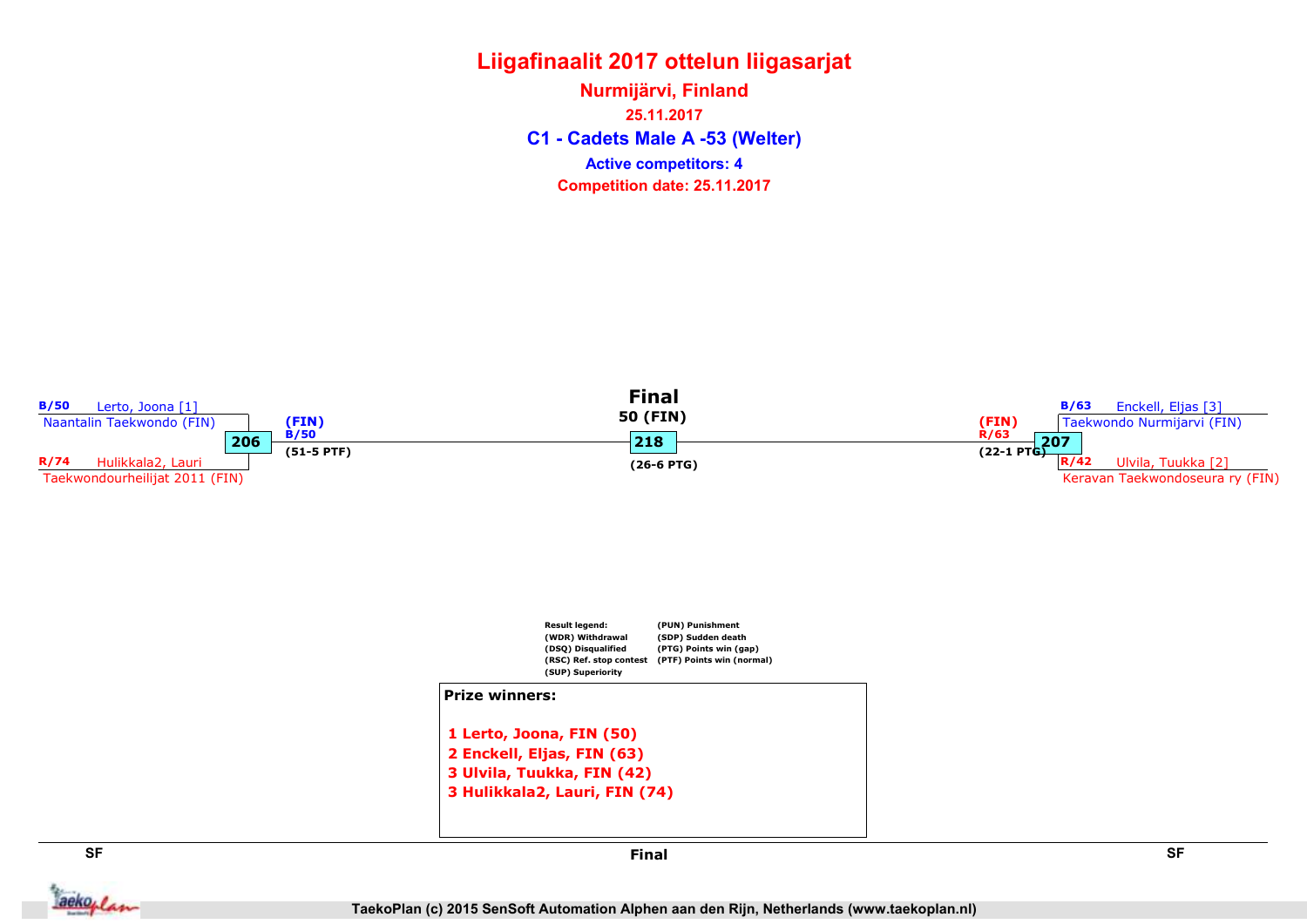# Liigafinaalit 2017 ottelun liigasarjat

## Nurmijärvi, Finland

25.11.2017

## C1 - Cadets Male A -53 (Welter)

Active competitors: 4

Competition date: 25.11.2017

**SF**

B/50 Lerto, Joona [1]
Naantalin Taekwondo (FIN)

**206**

R/74 Hulikkala2, Lauri
Taekwondourheilijat 2011 (FIN)

(FIN)
B/50
(51-5 PTF)

**Final**

50 (FIN)

**218**

(26-6 PTG)

**SF**

B/63 Enckell, Eljas [3]
Taekwondo Nurmijarvi (FIN)

**207**

R/42 Ulvila, Tuukka [2]
Keravan Taekwondoseura ry (FIN)

(FIN)
R/63
(22-1 PTG)

Result legend:
(WDR) Withdrawal
(DSQ) Disqualified
(RSC) Ref. stop contest
(SUP) Superiority
(PUN) Punishment
(SDP) Sudden death
(PTG) Points win (gap)
(PTF) Points win (normal)

**Prize winners:**

1 Lerto, Joona, FIN (50)
2 Enckell, Eljas, FIN (63)
3 Ulvila, Tuukka, FIN (42)
3 Hulikkala2, Lauri, FIN (74)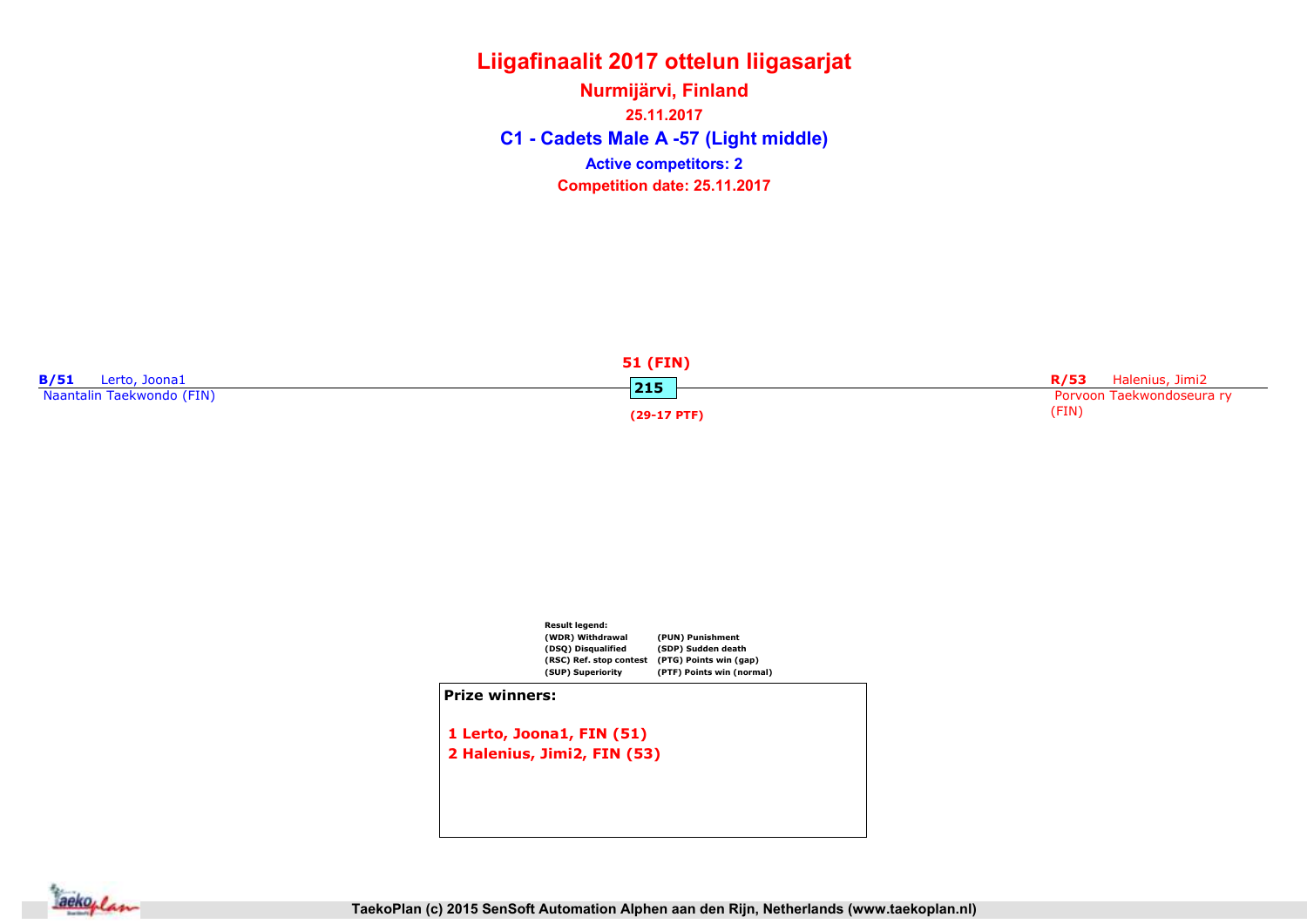# Liigafinaalit 2017 ottelun liigasarjat

## Nurmijärvi, Finland

25.11.2017

## C1 - Cadets Male A -57 (Light middle)

**Active competitors: 2**

**Competition date: 25.11.2017**

**B/51** Lerto, Joona1
Naantalin Taekwondo (FIN)

**51 (FIN)**

**215**

**(29-17 PTF)**

**R/53** Halenius, Jimi2
Porvoon Taekwondoseura ry (FIN)

**Result legend:**

| | |
|---|---|
| (WDR) Withdrawal | (PUN) Punishment |
| (DSQ) Disqualified | (SDP) Sudden death |
| (RSC) Ref. stop contest | (PTG) Points win (gap) |
| (SUP) Superiority | (PTF) Points win (normal) |

**Prize winners:**

1 Lerto, Joona1, FIN (51)
2 Halenius, Jimi2, FIN (53)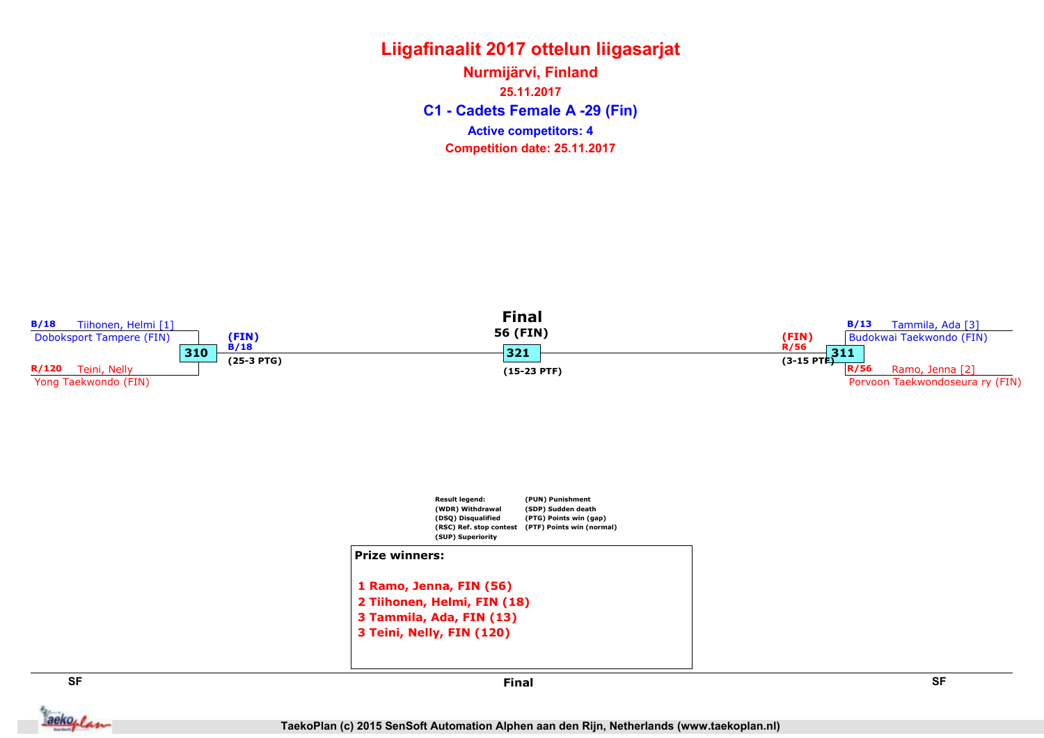# Liigafinaalit 2017 ottelun liigasarjat

**Nurmijärvi, Finland**

**25.11.2017**

## C1 - Cadets Female A -29 (Fin)

**Active competitors: 4**

**Competition date: 25.11.2017**

**SF**

B/18 Tiihonen, Helmi [1]
Doboksport Tampere (FIN)

310

R/120 Teini, Nelly
Yong Taekwondo (FIN)

(FIN)
B/18
(25-3 PTG)

**Final**

56 (FIN)

321

(15-23 PTF)

**SF**

B/13 Tammila, Ada [3]
Budokwai Taekwondo (FIN)

311

R/56 Ramo, Jenna [2]
Porvoon Taekwondoseura ry (FIN)

(FIN)
R/56
(3-15 PTF)

Result legend:
(WDR) Withdrawal
(DSQ) Disqualified
(RSC) Ref. stop contest
(SUP) Superiority
(PUN) Punishment
(SDP) Sudden death
(PTG) Points win (gap)
(PTF) Points win (normal)

**Prize winners:**

1 Ramo, Jenna, FIN (56)
2 Tiihonen, Helmi, FIN (18)
3 Tammila, Ada, FIN (13)
3 Teini, Nelly, FIN (120)

TaekoPlan (c) 2015 SenSoft Automation Alphen aan den Rijn, Netherlands (www.taekoplan.nl)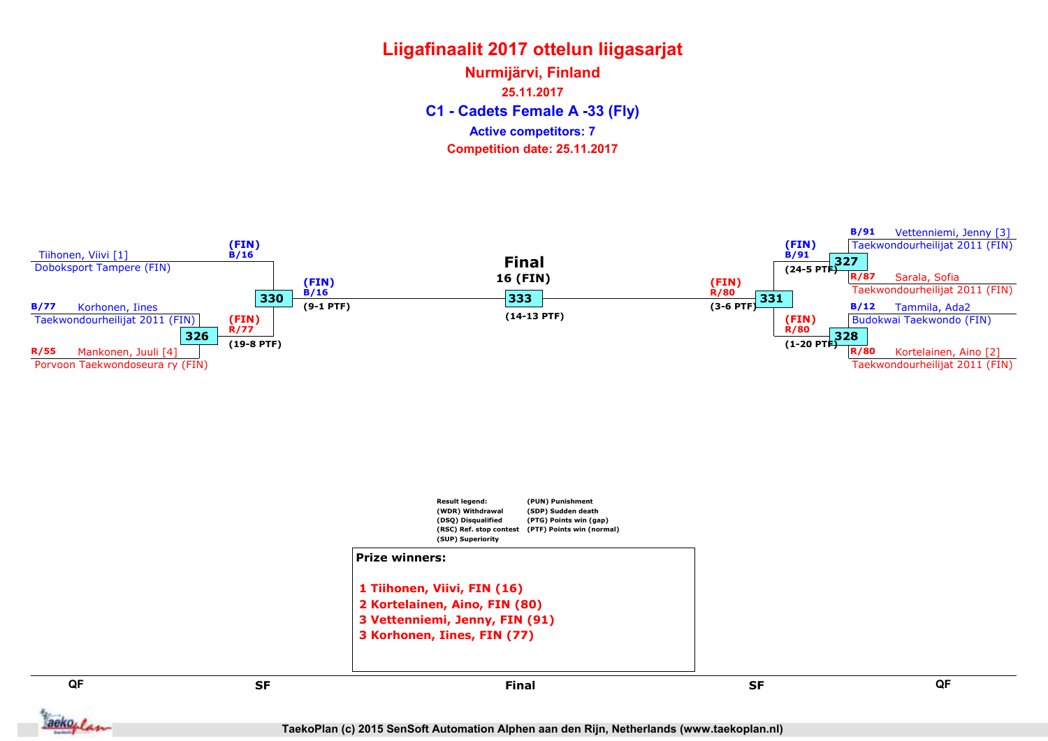# Liigafinaalit 2017 ottelun liigasarjat

**Nurmijärvi, Finland**

**25.11.2017**

## C1 - Cadets Female A -33 (Fly)

**Active competitors: 7**

**Competition date: 25.11.2017**

### QF (left side)

- Tiihonen, Viivi [1] — Doboksport Tampere (FIN)
- B/77 Korhonen, Iines — Taekwondourheilijat 2011 (FIN)
- R/55 Mankonen, Juuli [4] — Porvoon Taekwondoseura ry (FIN)

**326**: (FIN) R/77 (19-8 PTF)

### SF (left side)

**330**: (FIN) B/16 (9-1 PTF)

(FIN) B/16

### Final

**333** — Final 16 (FIN) (14-13 PTF)

### SF (right side)

**331**: (FIN) R/80 (3-6 PTF)

### QF (right side)

- B/91 Vettenniemi, Jenny [3] — Taekwondourheilijat 2011 (FIN)
- R/87 Sarala, Sofia — Taekwondourheilijat 2011 (FIN)

**327**: (FIN) B/91 (24-5 PTF)

- B/12 Tammila, Ada2 — Budokwai Taekwondo (FIN)
- R/80 Kortelainen, Aino [2] — Taekwondourheilijat 2011 (FIN)

**328**: (FIN) R/80 (1-20 PTF)

**Result legend:**

- (WDR) Withdrawal
- (DSQ) Disqualified
- (RSC) Ref. stop contest
- (SUP) Superiority
- (PUN) Punishment
- (SDP) Sudden death
- (PTG) Points win (gap)
- (PTF) Points win (normal)

**Prize winners:**

1 Tiihonen, Viivi, FIN (16)
2 Kortelainen, Aino, FIN (80)
3 Vettenniemi, Jenny, FIN (91)
3 Korhonen, Iines, FIN (77)

QF | SF | Final | SF | QF

TaekoPlan (c) 2015 SenSoft Automation Alphen aan den Rijn, Netherlands (www.taekoplan.nl)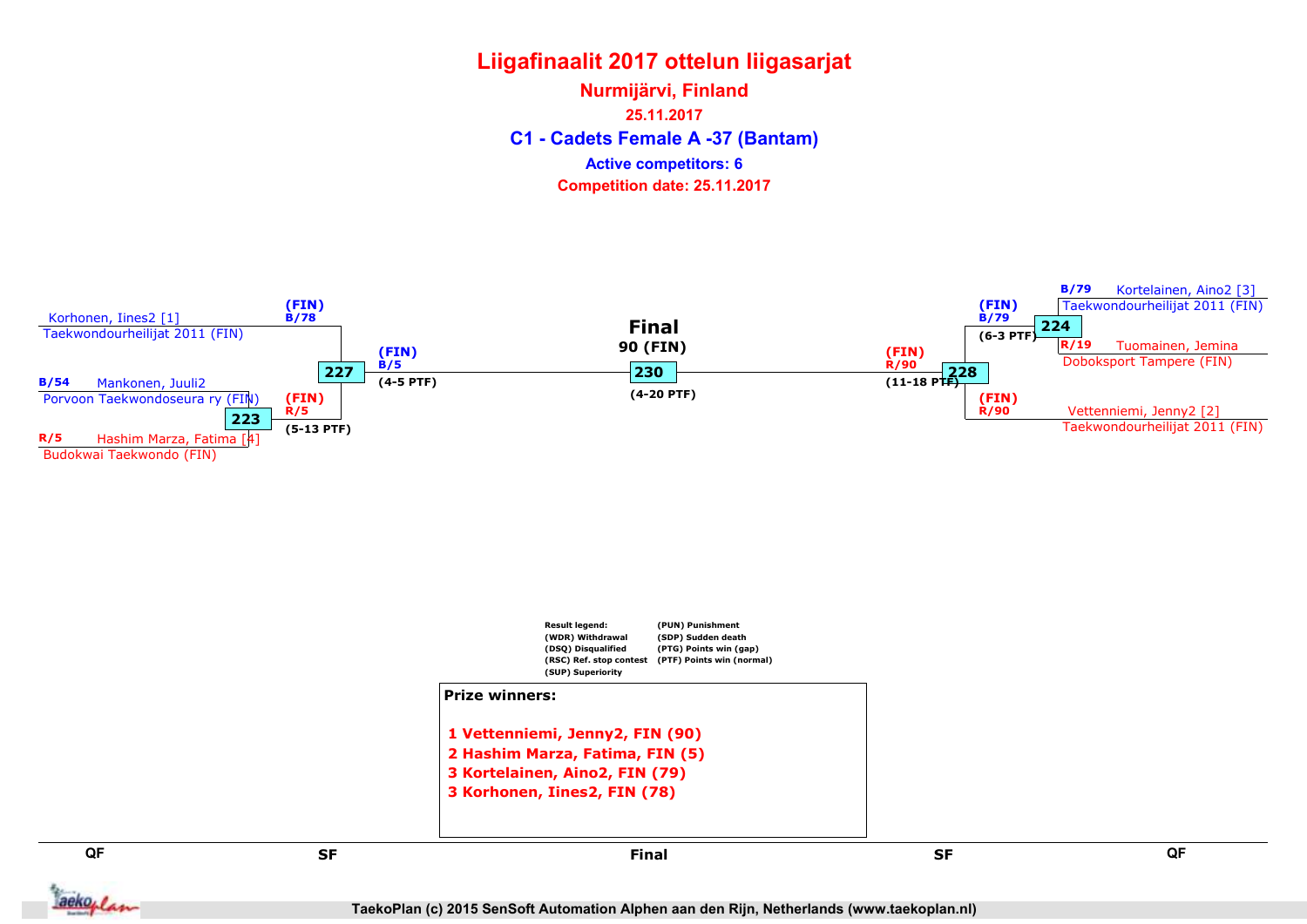# Liigafinaalit 2017 ottelun liigasarjat

**Nurmijärvi, Finland**

**25.11.2017**

## C1 - Cadets Female A -37 (Bantam)

**Active competitors: 6**

**Competition date: 25.11.2017**

Korhonen, Iines2 [1]
Taekwondourheilijat 2011 (FIN)

B/54 Mankonen, Juuli2
Porvoon Taekwondoseura ry (FIN)

223

R/5 Hashim Marza, Fatima [4]
Budokwai Taekwondo (FIN)

(FIN) R/5 (5-13 PTF)

227

(FIN) B/78

(FIN) B/5 (4-5 PTF)

**Final**

**90 (FIN)**

230

(4-20 PTF)

B/79 Kortelainen, Aino2 [3]
Taekwondourheilijat 2011 (FIN)

224

R/19 Tuomainen, Jemina
Doboksport Tampere (FIN)

(FIN) B/79 (6-3 PTF)

228

(FIN) R/90 (11-18 PTF)

(FIN) R/90

Vettenniemi, Jenny2 [2]
Taekwondourheilijat 2011 (FIN)

Result legend:
(WDR) Withdrawal
(DSQ) Disqualified
(RSC) Ref. stop contest
(SUP) Superiority
(PUN) Punishment
(SDP) Sudden death
(PTG) Points win (gap)
(PTF) Points win (normal)

**Prize winners:**

1 Vettenniemi, Jenny2, FIN (90)
2 Hashim Marza, Fatima, FIN (5)
3 Kortelainen, Aino2, FIN (79)
3 Korhonen, Iines2, FIN (78)

QF | SF | Final | SF | QF

TaekoPlan (c) 2015 SenSoft Automation Alphen aan den Rijn, Netherlands (www.taekoplan.nl)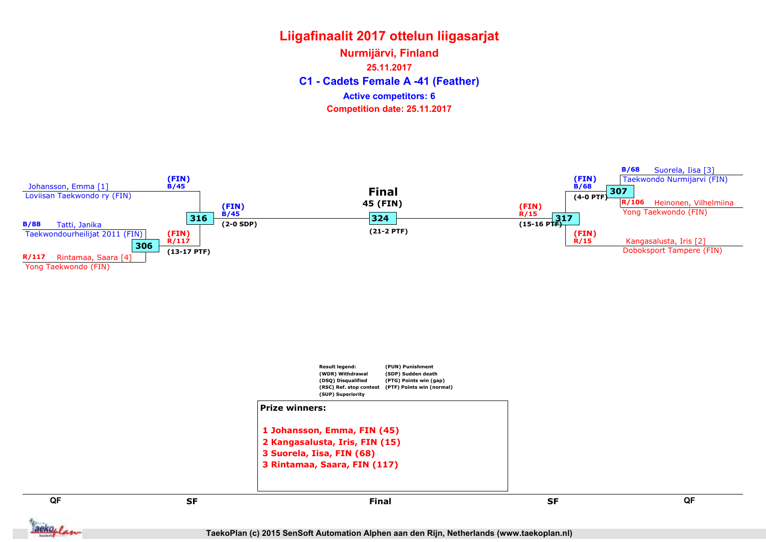# Liigafinaalit 2017 ottelun liigasarjat

**Nurmijärvi, Finland**

**25.11.2017**

## C1 - Cadets Female A -41 (Feather)

**Active competitors: 6**

**Competition date: 25.11.2017**

### Left side

**QF:**
- Johansson, Emma [1] – Loviisan Taekwondo ry (FIN)
- B/88 Tatti, Janika – Taekwondourheilijat 2011 (FIN)
- R/117 Rintamaa, Saara [4] – Yong Taekwondo (FIN)

Match 306: (FIN) R/117 (13-17 PTF)

**SF:**

Match 316: (FIN) B/45 (2-0 SDP)

### Final

**45 (FIN)**

Match 324: (21-2 PTF)

### Right side

**QF:**
- B/68 Suorela, Iisa [3] – Taekwondo Nurmijarvi (FIN)
- R/106 Heinonen, Vilhelmiina – Yong Taekwondo (FIN)
- Kangasalusta, Iris [2] – Doboksport Tampere (FIN)

Match 307: (FIN) B/68 (4-0 PTF)

**SF:**

Match 317: (FIN) R/15 (15-16 PTF)

**Result legend:**
- (WDR) Withdrawal
- (DSQ) Disqualified
- (RSC) Ref. stop contest
- (SUP) Superiority
- (PUN) Punishment
- (SDP) Sudden death
- (PTG) Points win (gap)
- (PTF) Points win (normal)

**Prize winners:**

1 Johansson, Emma, FIN (45)
2 Kangasalusta, Iris, FIN (15)
3 Suorela, Iisa, FIN (68)
3 Rintamaa, Saara, FIN (117)

QF | SF | Final | SF | QF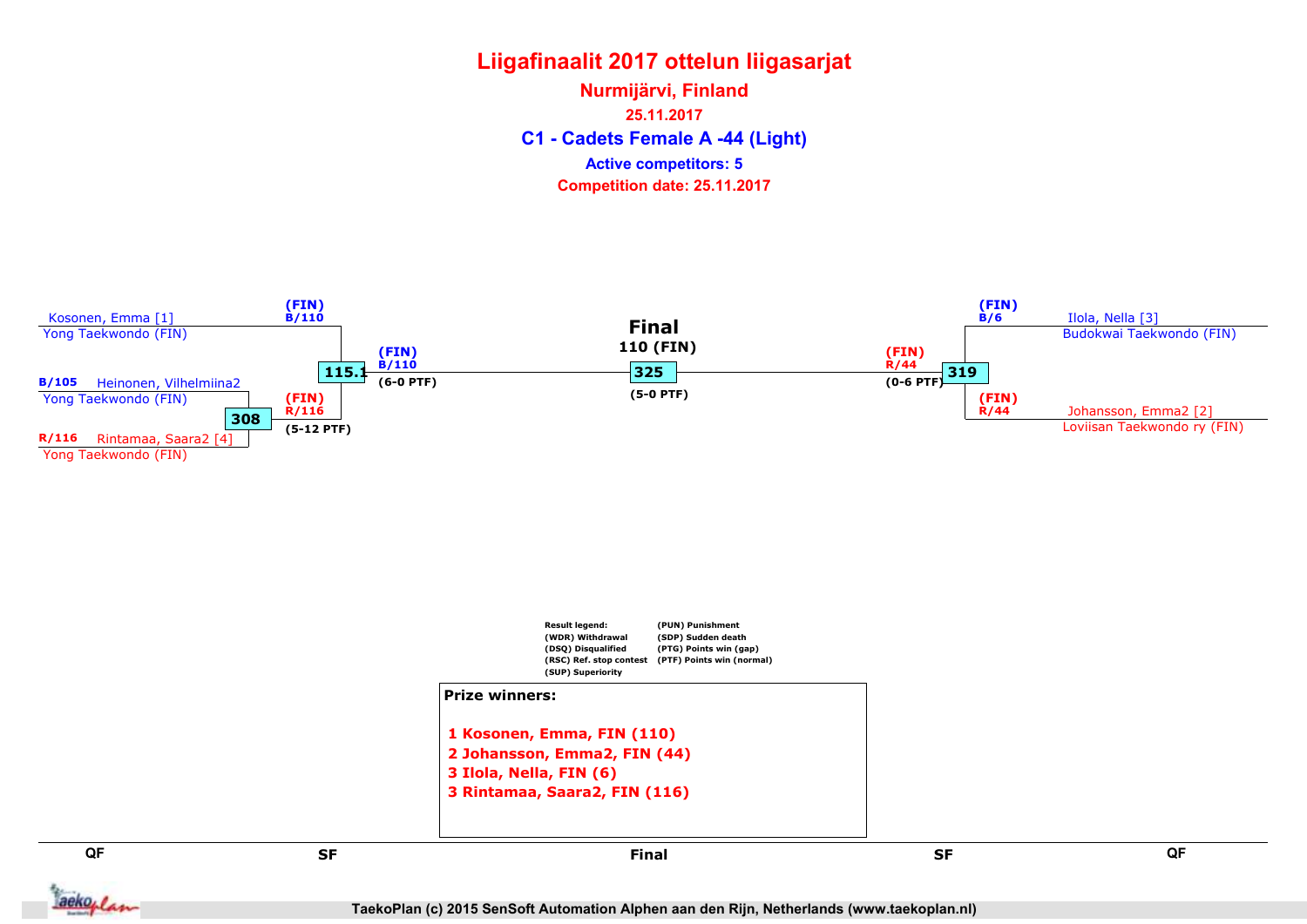# Liigafinaalit 2017 ottelun liigasarjat

## Nurmijärvi, Finland

25.11.2017

## C1 - Cadets Female A -44 (Light)

Active competitors: 5

Competition date: 25.11.2017

Kosonen, Emma [1]
Yong Taekwondo (FIN)

(FIN)
B/110

B/105 Heinonen, Vilhelmiina2
Yong Taekwondo (FIN)

308

(FIN)
R/116

(5-12 PTF)

R/116 Rintamaa, Saara2 [4]
Yong Taekwondo (FIN)

115.1

(FIN)
B/110

(6-0 PTF)

**Final**

110 (FIN)

325

(5-0 PTF)

(FIN)
R/44

(0-6 PTF)

319

(FIN)
B/6

Ilola, Nella [3]
Budokwai Taekwondo (FIN)

(FIN)
R/44

Johansson, Emma2 [2]
Loviisan Taekwondo ry (FIN)

Result legend:
(WDR) Withdrawal
(DSQ) Disqualified
(RSC) Ref. stop contest
(SUP) Superiority
(PUN) Punishment
(SDP) Sudden death
(PTG) Points win (gap)
(PTF) Points win (normal)

**Prize winners:**

1 Kosonen, Emma, FIN (110)
2 Johansson, Emma2, FIN (44)
3 Ilola, Nella, FIN (6)
3 Rintamaa, Saara2, FIN (116)

QF | SF | Final | SF | QF

TaekoPlan (c) 2015 SenSoft Automation Alphen aan den Rijn, Netherlands (www.taekoplan.nl)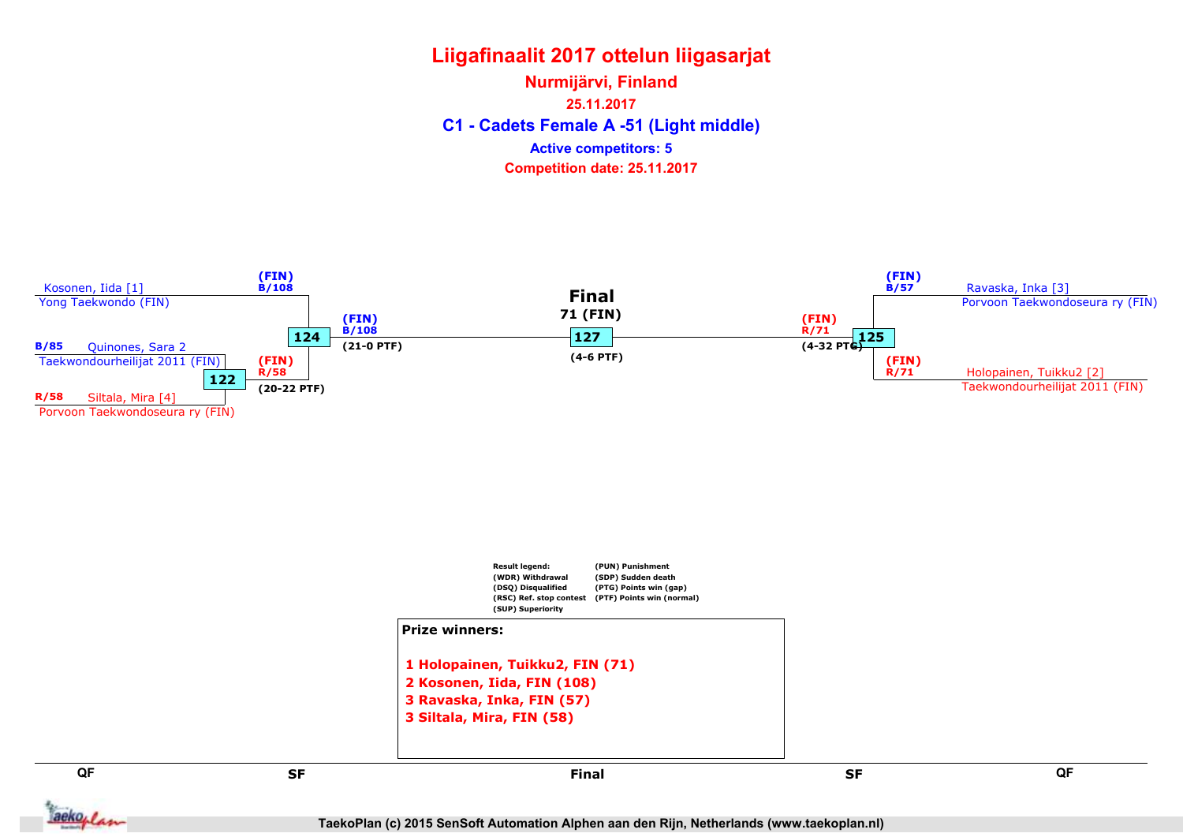# Liigafinaalit 2017 ottelun liigasarjat

## Nurmijärvi, Finland

**25.11.2017**

## C1 - Cadets Female A -51 (Light middle)

**Active competitors: 5**

**Competition date: 25.11.2017**

### Left bracket

- Kosonen, Iida [1] — Yong Taekwondo (FIN)
- B/85 Quinones, Sara 2 — Taekwondourheilijat 2011 (FIN)
- R/58 Siltala, Mira [4] — Porvoon Taekwondoseura ry (FIN)

Match 122: (FIN) R/58 (20-22 PTF)

Match 124: (FIN) B/108 (21-0 PTF)

### Right bracket

- B/57 Ravaska, Inka [3] — Porvoon Taekwondoseura ry (FIN)
- R/71 Holopainen, Tuikku2 [2] — Taekwondourheilijat 2011 (FIN)

Match 125: (FIN) R/71 (4-32 PTG)

### Final

Match 127: 71 (FIN) (4-6 PTF)

**Result legend:**
- (WDR) Withdrawal
- (DSQ) Disqualified
- (RSC) Ref. stop contest
- (SUP) Superiority
- (PUN) Punishment
- (SDP) Sudden death
- (PTG) Points win (gap)
- (PTF) Points win (normal)

**Prize winners:**

1 Holopainen, Tuikku2, FIN (71)
2 Kosonen, Iida, FIN (108)
3 Ravaska, Inka, FIN (57)
3 Siltala, Mira, FIN (58)

QF | SF | Final | SF | QF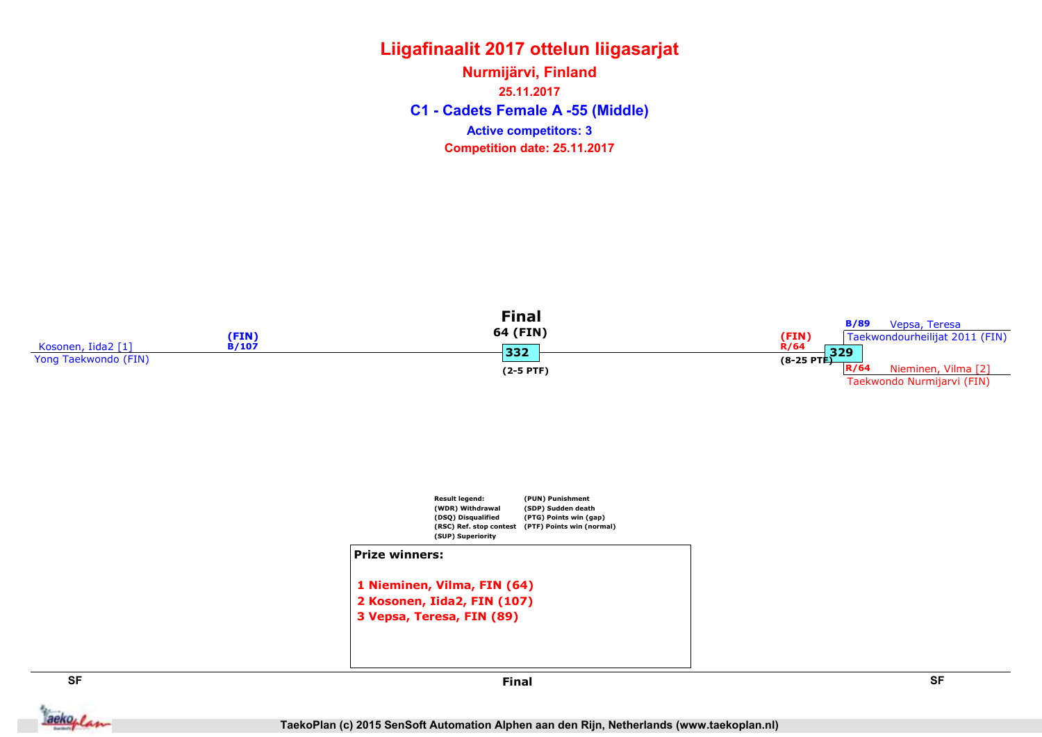# Liigafinaalit 2017 ottelun liigasarjat

## Nurmijärvi, Finland

**25.11.2017**

## C1 - Cadets Female A -55 (Middle)

**Active competitors: 3**

**Competition date: 25.11.2017**

**Final**

64 (FIN)

332

(2-5 PTF)

Kosonen, Iida2 [1]
Yong Taekwondo (FIN)
(FIN)
B/107

(FIN)
R/64
329
(8-25 PTF)

B/89 Vepsa, Teresa
Taekwondourheilijat 2011 (FIN)

R/64 Nieminen, Vilma [2]
Taekwondo Nurmijarvi (FIN)

Result legend:
(WDR) Withdrawal
(DSQ) Disqualified
(RSC) Ref. stop contest
(SUP) Superiority
(PUN) Punishment
(SDP) Sudden death
(PTG) Points win (gap)
(PTF) Points win (normal)

**Prize winners:**

1 Nieminen, Vilma, FIN (64)
2 Kosonen, Iida2, FIN (107)
3 Vepsa, Teresa, FIN (89)

SF | Final | SF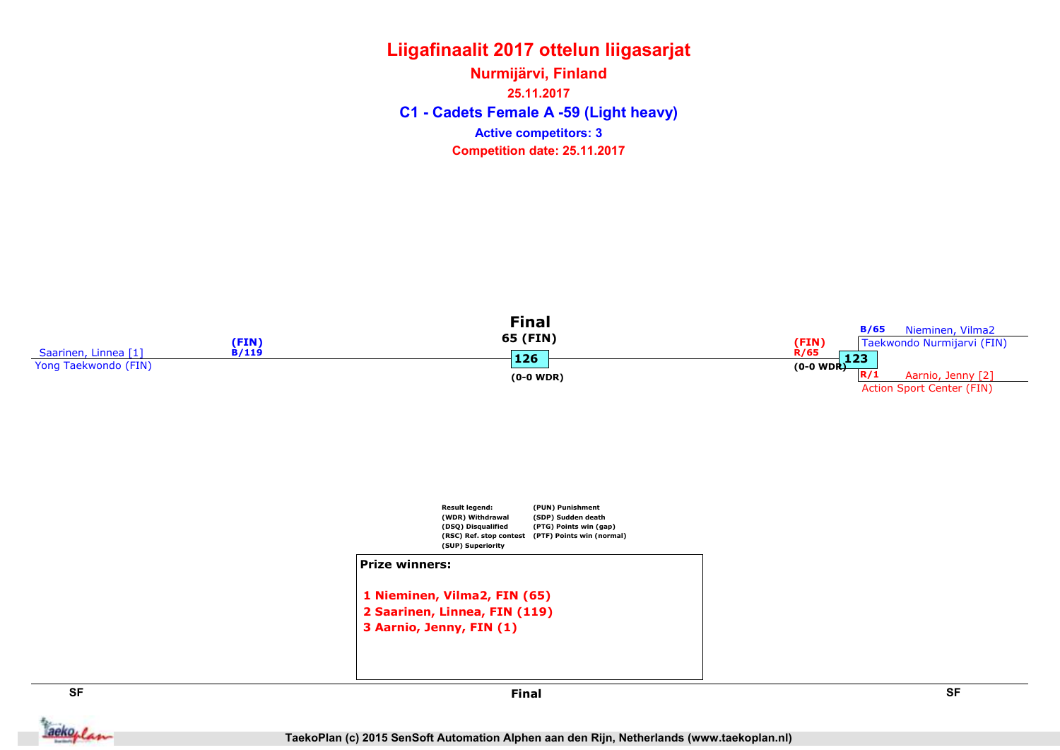# Liigafinaalit 2017 ottelun liigasarjat

## Nurmijärvi, Finland

25.11.2017

## C1 - Cadets Female A -59 (Light heavy)

Active competitors: 3

Competition date: 25.11.2017

### Final

65 (FIN)

126

(0-0 WDR)

Saarinen, Linnea [1]
Yong Taekwondo (FIN)
(FIN)
B/119

(FIN)
R/65
(0-0 WDR)

123

B/65 Nieminen, Vilma2
Taekwondo Nurmijarvi (FIN)

R/1 Aarnio, Jenny [2]
Action Sport Center (FIN)

Result legend:
(WDR) Withdrawal
(DSQ) Disqualified
(RSC) Ref. stop contest
(SUP) Superiority
(PUN) Punishment
(SDP) Sudden death
(PTG) Points win (gap)
(PTF) Points win (normal)

**Prize winners:**

1 Nieminen, Vilma2, FIN (65)
2 Saarinen, Linnea, FIN (119)
3 Aarnio, Jenny, FIN (1)

SF | Final | SF

TaekoPlan (c) 2015 SenSoft Automation Alphen aan den Rijn, Netherlands (www.taekoplan.nl)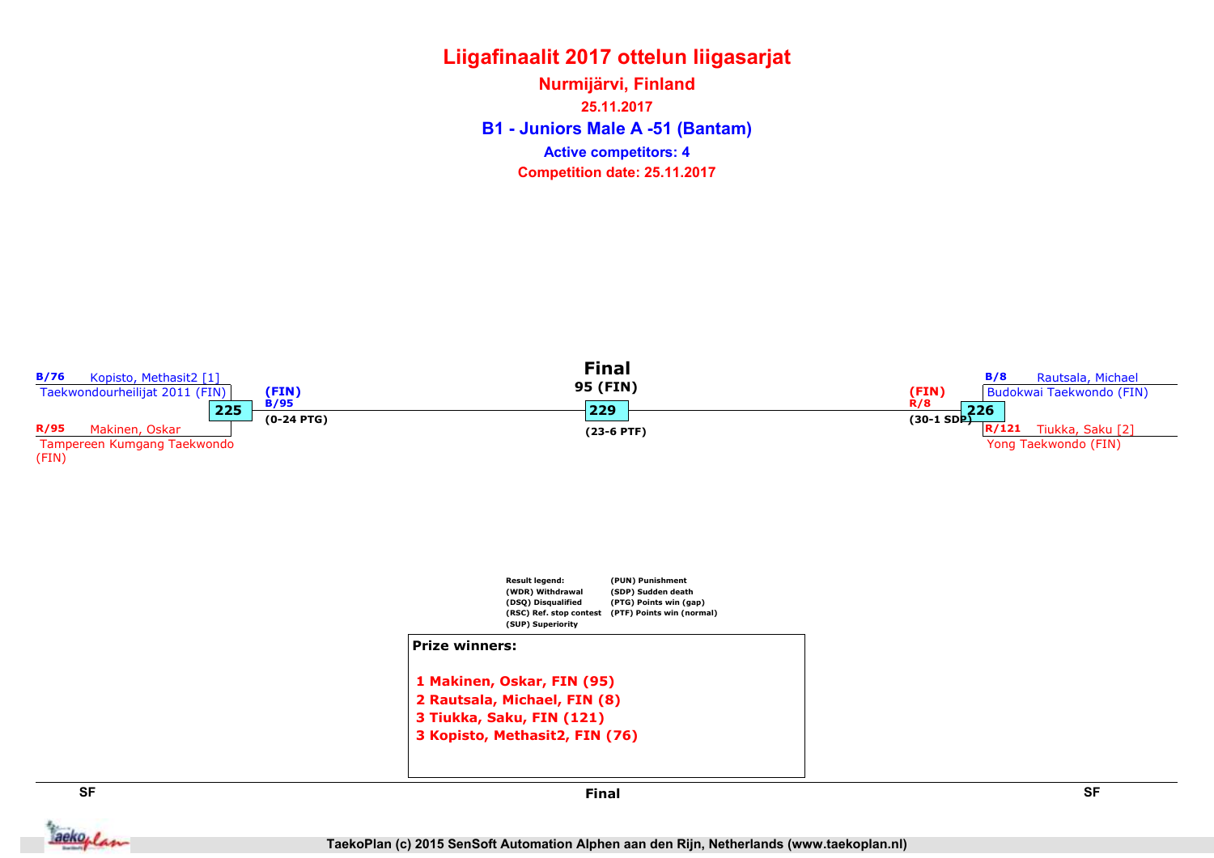# Liigafinaalit 2017 ottelun liigasarjat

**Nurmijärvi, Finland**

**25.11.2017**

## B1 - Juniors Male A -51 (Bantam)

**Active competitors: 4**

**Competition date: 25.11.2017**

### SF

**Match 225**

- B/76 Kopisto, Methasit2 [1] — Taekwondourheilijat 2011 (FIN)
- R/95 Makinen, Oskar — Tampereen Kumgang Taekwondo (FIN)

Winner: (FIN) B/95 (0-24 PTG)

**Match 226**

- B/8 Rautsala, Michael — Budokwai Taekwondo (FIN)
- R/121 Tiukka, Saku [2] — Yong Taekwondo (FIN)

Winner: (FIN) R/8 (30-1 SDP)

### Final

**Match 229**

95 (FIN)

(23-6 PTF)

**Result legend:**

- (WDR) Withdrawal
- (DSQ) Disqualified
- (RSC) Ref. stop contest
- (SUP) Superiority
- (PUN) Punishment
- (SDP) Sudden death
- (PTG) Points win (gap)
- (PTF) Points win (normal)

**Prize winners:**

1 Makinen, Oskar, FIN (95)
2 Rautsala, Michael, FIN (8)
3 Tiukka, Saku, FIN (121)
3 Kopisto, Methasit2, FIN (76)

TaekoPlan (c) 2015 SenSoft Automation Alphen aan den Rijn, Netherlands (www.taekoplan.nl)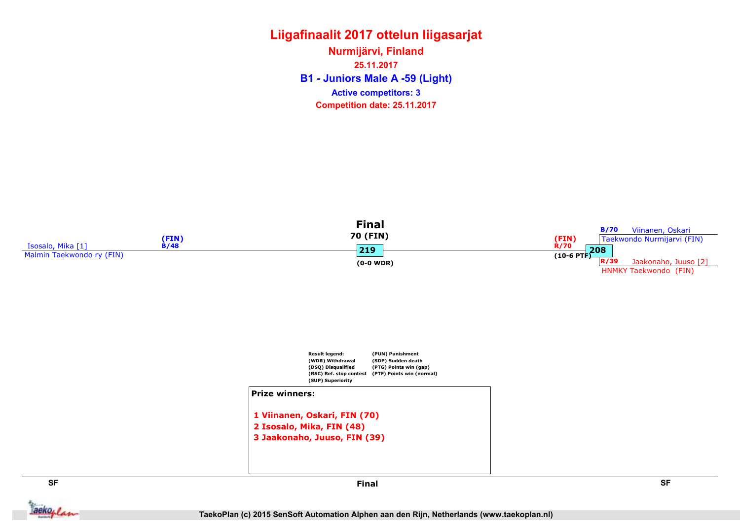# Liigafinaalit 2017 ottelun liigasarjat

## Nurmijärvi, Finland

25.11.2017

### B1 - Juniors Male A -59 (Light)

Active competitors: 3

Competition date: 25.11.2017

**SF**

Isosalo, Mika [1]
Malmin Taekwondo ry (FIN)
(FIN)
B/48

**Final**

70 (FIN)
219
(0-0 WDR)

**SF**

B/70 Viinanen, Oskari
Taekwondo Nurmijarvi (FIN)
(FIN)
R/70
208
(10-6 PTF)
R/39 Jaakonaho, Juuso [2]
HNMKY Taekwondo (FIN)

Result legend:
(WDR) Withdrawal
(DSQ) Disqualified
(RSC) Ref. stop contest
(SUP) Superiority
(PUN) Punishment
(SDP) Sudden death
(PTG) Points win (gap)
(PTF) Points win (normal)

**Prize winners:**

1 Viinanen, Oskari, FIN (70)
2 Isosalo, Mika, FIN (48)
3 Jaakonaho, Juuso, FIN (39)

TaekoPlan (c) 2015 SenSoft Automation Alphen aan den Rijn, Netherlands (www.taekoplan.nl)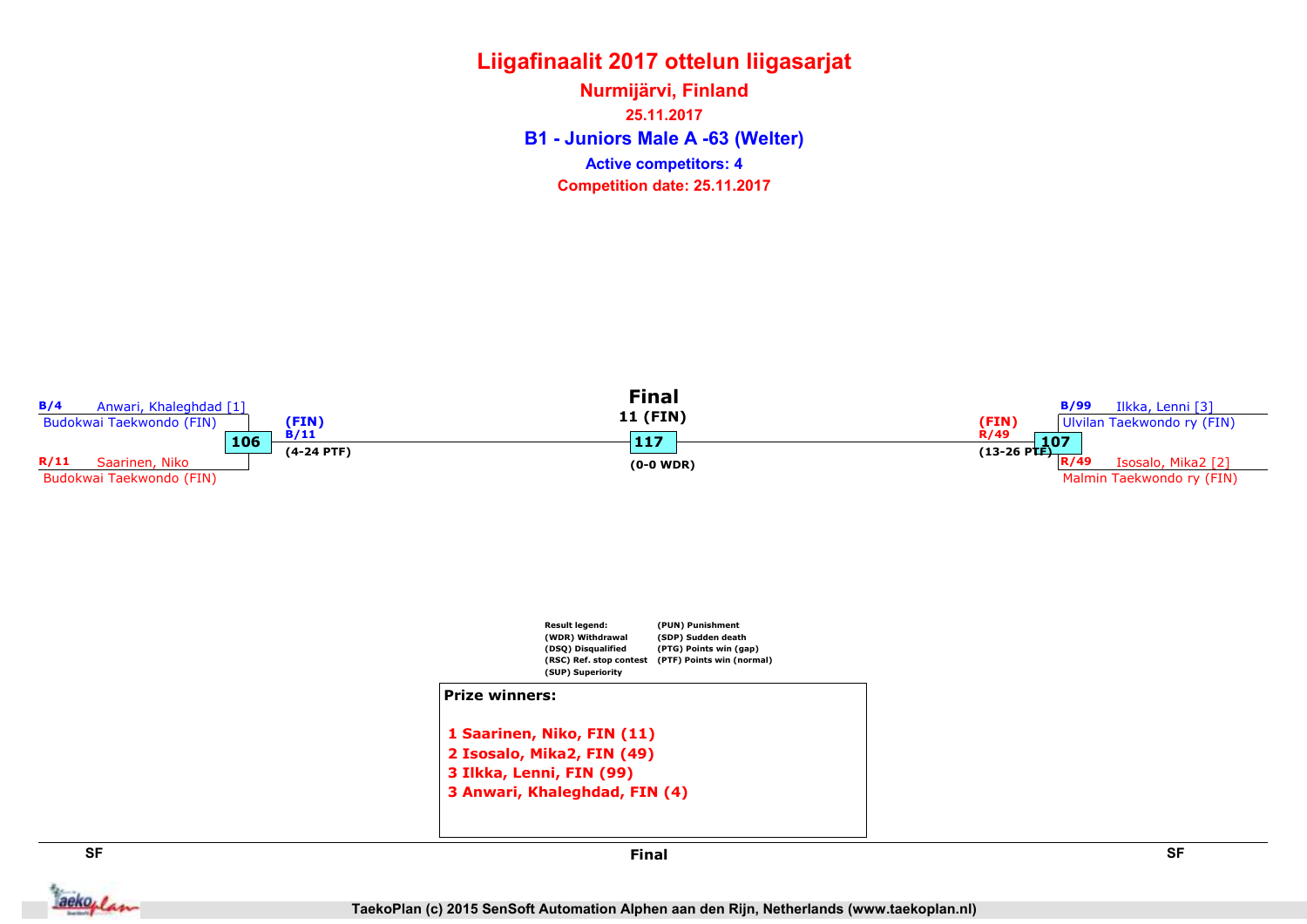# Liigafinaalit 2017 ottelun liigasarjat

## Nurmijärvi, Finland

**25.11.2017**

## B1 - Juniors Male A -63 (Welter)

**Active competitors: 4**

**Competition date: 25.11.2017**

**SF (left)**

- B/4 Anwari, Khaleghdad [1] — Budokwai Taekwondo (FIN)
- R/11 Saarinen, Niko — Budokwai Taekwondo (FIN)

Match 106 → (FIN) B/11 (4-24 PTF)

**Final**

11 (FIN)

Match 117 (0-0 WDR)

**SF (right)**

- B/99 Ilkka, Lenni [3] — Ulvilan Taekwondo ry (FIN)
- R/49 Isosalo, Mika2 [2] — Malmin Taekwondo ry (FIN)

Match 107 → (FIN) R/49 (13-26 PTF)

Result legend:

- (WDR) Withdrawal
- (DSQ) Disqualified
- (RSC) Ref. stop contest
- (SUP) Superiority
- (PUN) Punishment
- (SDP) Sudden death
- (PTG) Points win (gap)
- (PTF) Points win (normal)

**Prize winners:**

1 Saarinen, Niko, FIN (11)
2 Isosalo, Mika2, FIN (49)
3 Ilkka, Lenni, FIN (99)
3 Anwari, Khaleghdad, FIN (4)

SF | Final | SF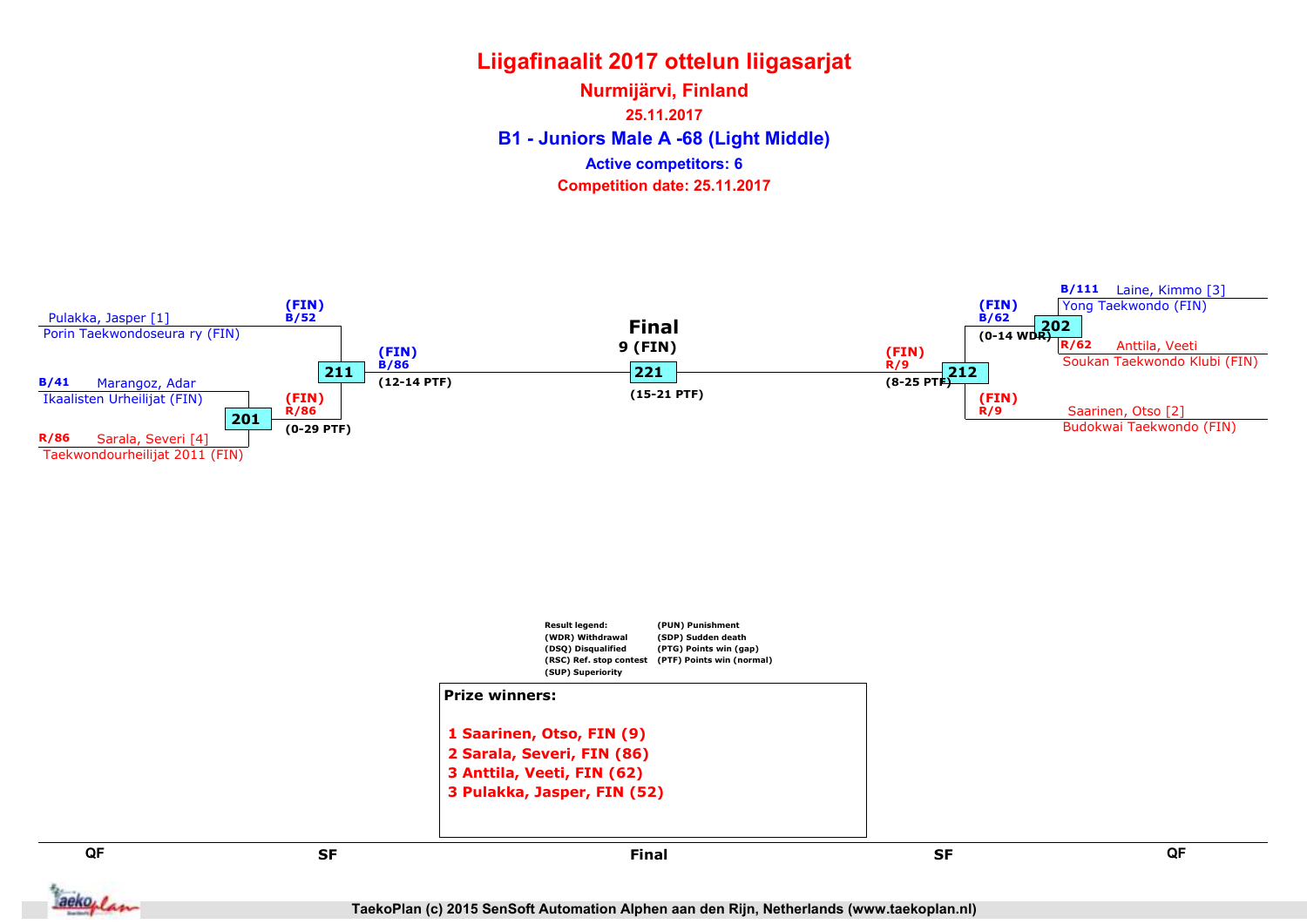# Liigafinaalit 2017 ottelun liigasarjat

**Nurmijärvi, Finland**

**25.11.2017**

## B1 - Juniors Male A -68 (Light Middle)

**Active competitors: 6**

**Competition date: 25.11.2017**

Pulakka, Jasper [1]
Porin Taekwondoseura ry (FIN)

(FIN)
B/52

B/41 Marangoz, Adar
Ikaalisten Urheilijat (FIN)

201

R/86 Sarala, Severi [4]
Taekwondourheilijat 2011 (FIN)

(FIN)
R/86
(0-29 PTF)

211

(FIN)
B/86
(12-14 PTF)

**Final**
**9 (FIN)**

221

(15-21 PTF)

(FIN)
R/9
(8-25 PTF)

212

B/111 Laine, Kimmo [3]
Yong Taekwondo (FIN)

(FIN)
B/62
(0-14 WDR)

202

R/62 Anttila, Veeti
Soukan Taekwondo Klubi (FIN)

(FIN)
R/9

Saarinen, Otso [2]
Budokwai Taekwondo (FIN)

Result legend:
(WDR) Withdrawal
(DSQ) Disqualified
(RSC) Ref. stop contest
(SUP) Superiority
(PUN) Punishment
(SDP) Sudden death
(PTG) Points win (gap)
(PTF) Points win (normal)

**Prize winners:**

1 Saarinen, Otso, FIN (9)
2 Sarala, Severi, FIN (86)
3 Anttila, Veeti, FIN (62)
3 Pulakka, Jasper, FIN (52)

QF | SF | Final | SF | QF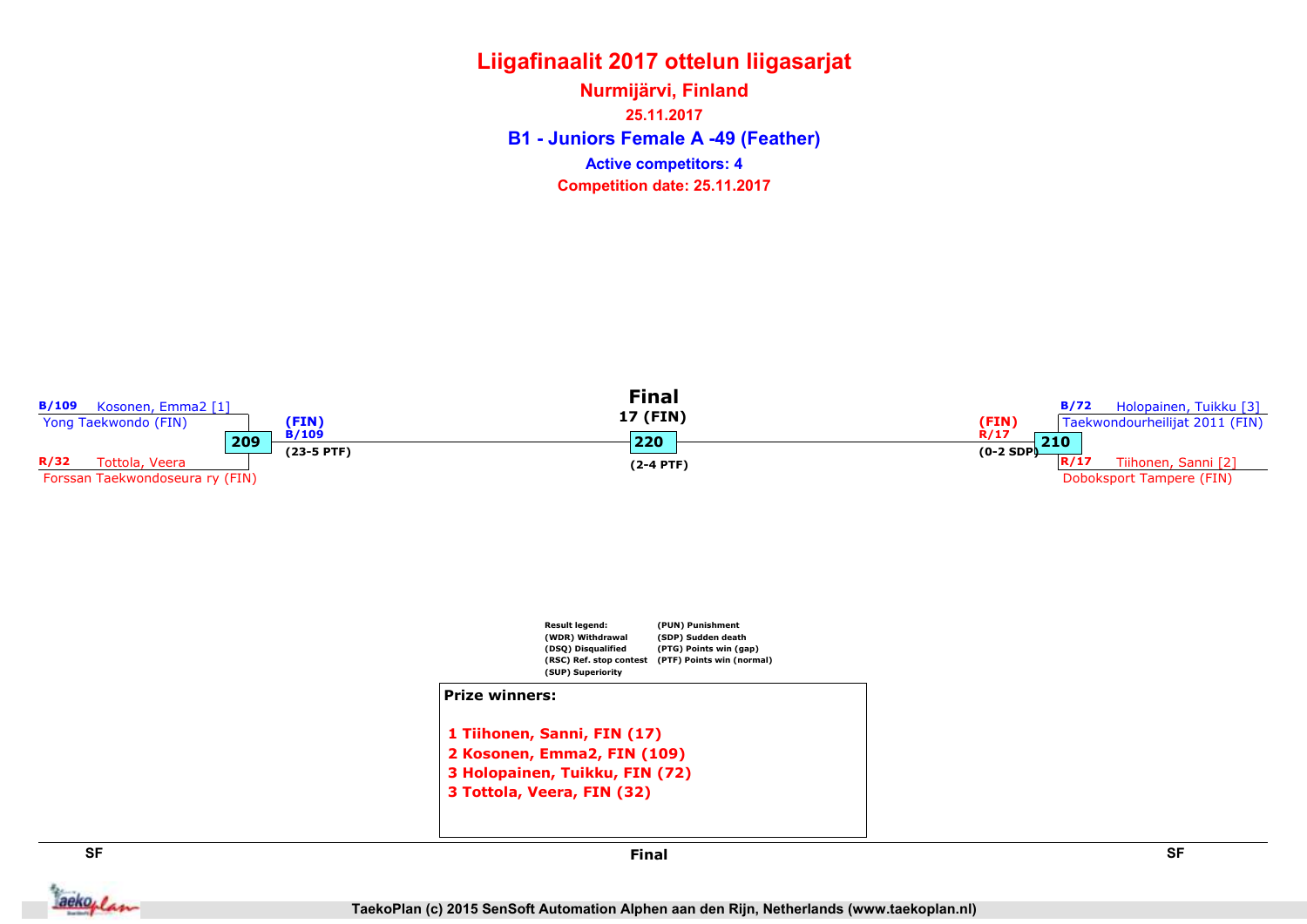# Liigafinaalit 2017 ottelun liigasarjat

## Nurmijärvi, Finland

25.11.2017

### B1 - Juniors Female A -49 (Feather)

**Active competitors: 4**

**Competition date: 25.11.2017**

**SF**

B/109 Kosonen, Emma2 [1]
Yong Taekwondo (FIN)

**209**

R/32 Tottola, Veera
Forssan Taekwondoseura ry (FIN)

(FIN)
B/109
(23-5 PTF)

**Final**

17 (FIN)

**220**

(2-4 PTF)

**SF**

B/72 Holopainen, Tuikku [3]
Taekwondourheilijat 2011 (FIN)

**210**

R/17 Tiihonen, Sanni [2]
Doboksport Tampere (FIN)

(FIN)
R/17
(0-2 SDP)

Result legend:
(WDR) Withdrawal
(DSQ) Disqualified
(RSC) Ref. stop contest
(SUP) Superiority
(PUN) Punishment
(SDP) Sudden death
(PTG) Points win (gap)
(PTF) Points win (normal)

**Prize winners:**

1 Tiihonen, Sanni, FIN (17)
2 Kosonen, Emma2, FIN (109)
3 Holopainen, Tuikku, FIN (72)
3 Tottola, Veera, FIN (32)

TaekoPlan (c) 2015 SenSoft Automation Alphen aan den Rijn, Netherlands (www.taekoplan.nl)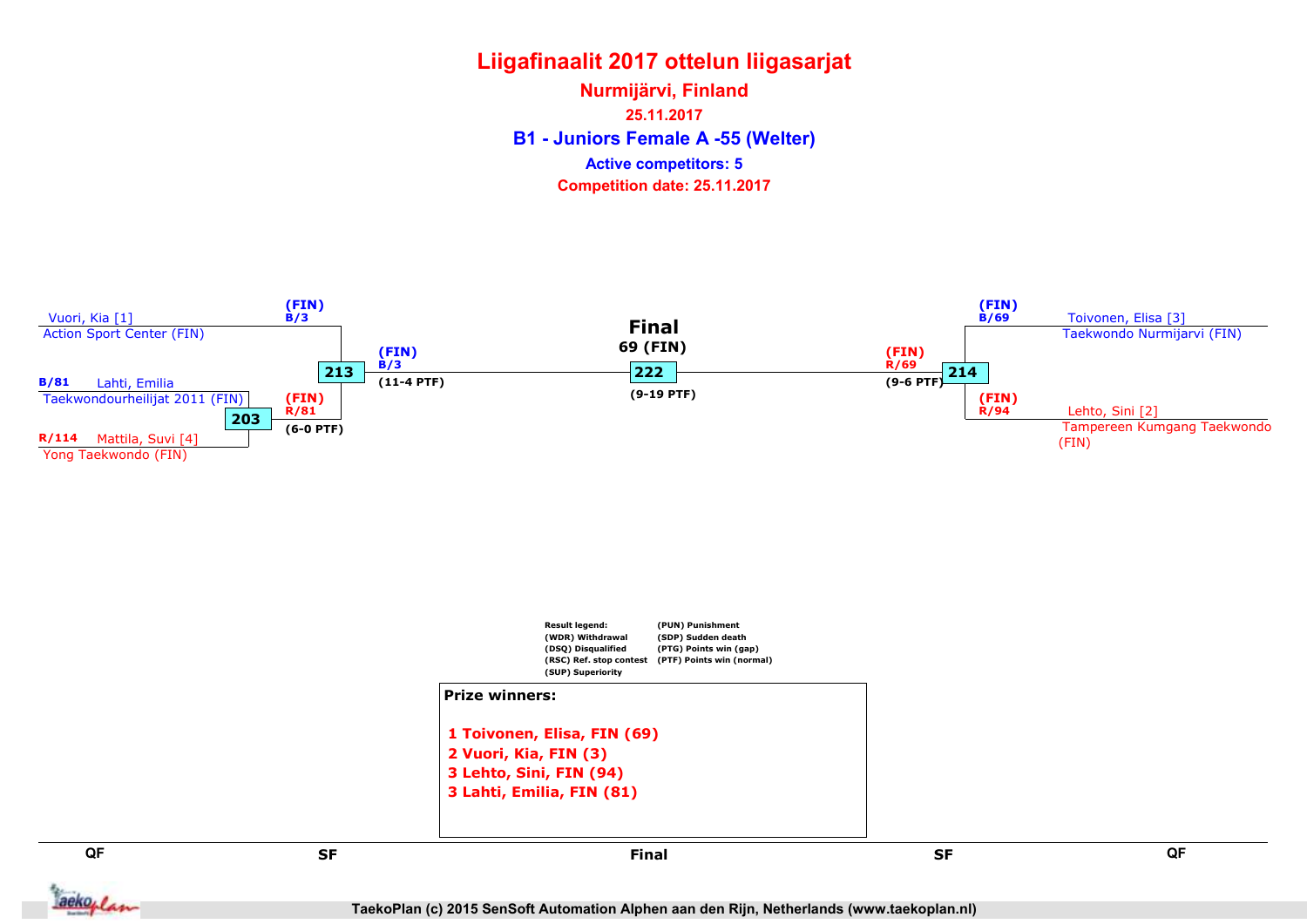# Liigafinaalit 2017 ottelun liigasarjat

## Nurmijärvi, Finland

25.11.2017

## B1 - Juniors Female A -55 (Welter)

Active competitors: 5

Competition date: 25.11.2017

Vuori, Kia [1]
Action Sport Center (FIN)

B/81 Lahti, Emilia
Taekwondourheilijat 2011 (FIN)

R/114 Mattila, Suvi [4]
Yong Taekwondo (FIN)

203 — (FIN) R/81 (6-0 PTF)

213 — (FIN) B/3 (11-4 PTF)

**Final**
69 (FIN)
222 — (9-19 PTF)

214 — (FIN) R/69 (9-6 PTF)

(FIN) B/69 Toivonen, Elisa [3]
Taekwondo Nurmijarvi (FIN)

(FIN) R/94 Lehto, Sini [2]
Tampereen Kumgang Taekwondo (FIN)

Result legend:
(WDR) Withdrawal
(DSQ) Disqualified
(RSC) Ref. stop contest
(SUP) Superiority
(PUN) Punishment
(SDP) Sudden death
(PTG) Points win (gap)
(PTF) Points win (normal)

**Prize winners:**

1 Toivonen, Elisa, FIN (69)
2 Vuori, Kia, FIN (3)
3 Lehto, Sini, FIN (94)
3 Lahti, Emilia, FIN (81)

QF | SF | Final | SF | QF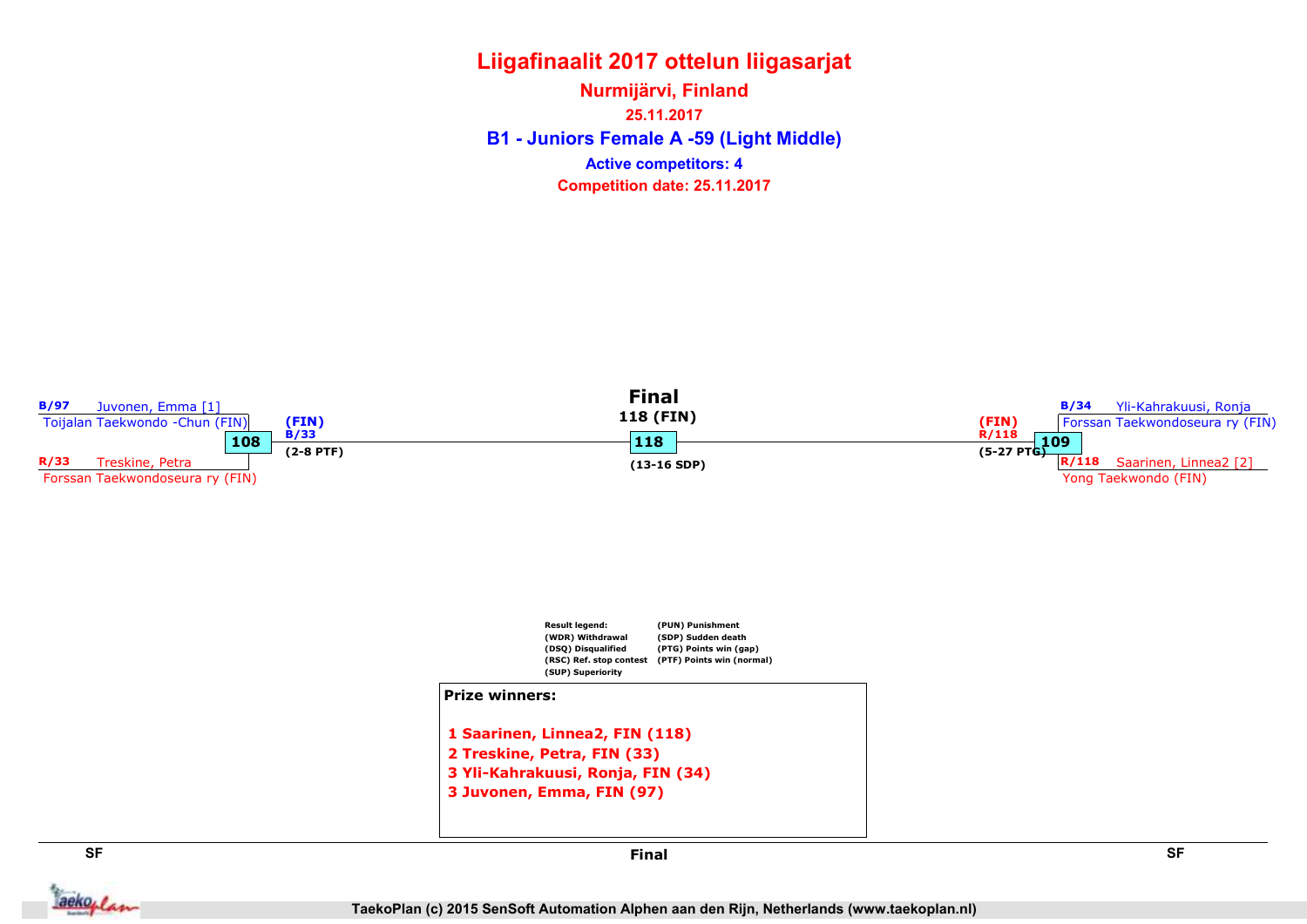# Liigafinaalit 2017 ottelun liigasarjat

## Nurmijärvi, Finland

**25.11.2017**

## B1 - Juniors Female A -59 (Light Middle)

**Active competitors: 4**

**Competition date: 25.11.2017**

### SF

**B/97** Juvonen, Emma [1]
Toijalan Taekwondo -Chun (FIN)

**108**

**R/33** Treskine, Petra
Forssan Taekwondoseura ry (FIN)

**(FIN)**
**B/33**
**(2-8 PTF)**

### Final

**118 (FIN)**

**118**

**(13-16 SDP)**

### SF

**B/34** Yli-Kahrakuusi, Ronja
Forssan Taekwondoseura ry (FIN)

**109**

**R/118** Saarinen, Linnea2 [2]
Yong Taekwondo (FIN)

**(FIN)**
**R/118**
**(5-27 PTG)**

**Result legend:**
(WDR) Withdrawal
(DSQ) Disqualified
(RSC) Ref. stop contest
(SUP) Superiority
(PUN) Punishment
(SDP) Sudden death
(PTG) Points win (gap)
(PTF) Points win (normal)

**Prize winners:**

1 Saarinen, Linnea2, FIN (118)
2 Treskine, Petra, FIN (33)
3 Yli-Kahrakuusi, Ronja, FIN (34)
3 Juvonen, Emma, FIN (97)

SF | Final | SF

TaekoPlan (c) 2015 SenSoft Automation Alphen aan den Rijn, Netherlands (www.taekoplan.nl)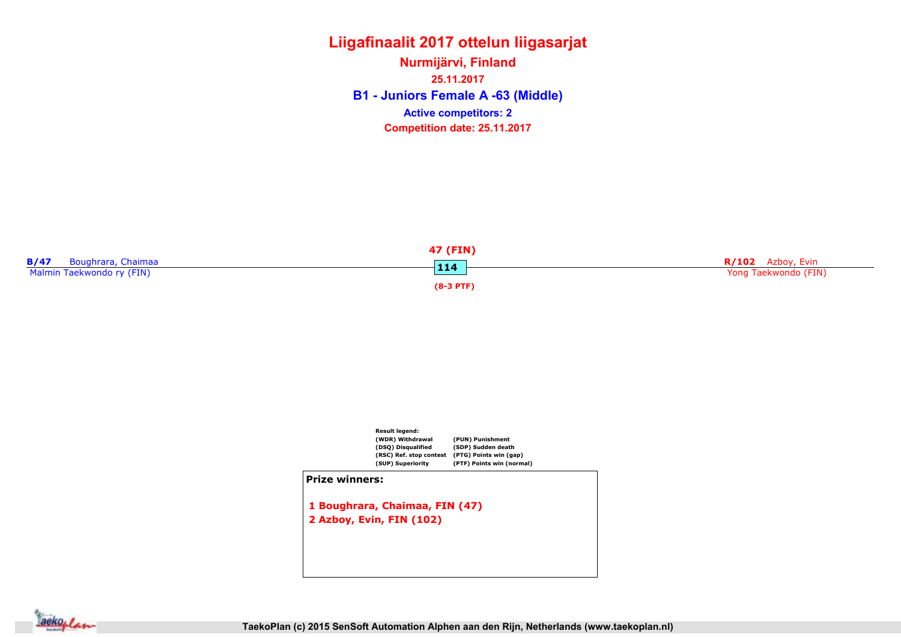# Liigafinaalit 2017 ottelun liigasarjat

## Nurmijärvi, Finland

25.11.2017

### B1 - Juniors Female A -63 (Middle)

**Active competitors: 2**

**Competition date: 25.11.2017**

**B/47** Boughrara, Chaimaa
Malmin Taekwondo ry (FIN)

**47 (FIN)**
**114**
**(8-3 PTF)**

**R/102** Azboy, Evin
Yong Taekwondo (FIN)

**Result legend:**

| | |
|---|---|
| (WDR) Withdrawal | (PUN) Punishment |
| (DSQ) Disqualified | (SDP) Sudden death |
| (RSC) Ref. stop contest | (PTG) Points win (gap) |
| (SUP) Superiority | (PTF) Points win (normal) |

**Prize winners:**

1 Boughrara, Chaimaa, FIN (47)
2 Azboy, Evin, FIN (102)

TaekoPlan (c) 2015 SenSoft Automation Alphen aan den Rijn, Netherlands (www.taekoplan.nl)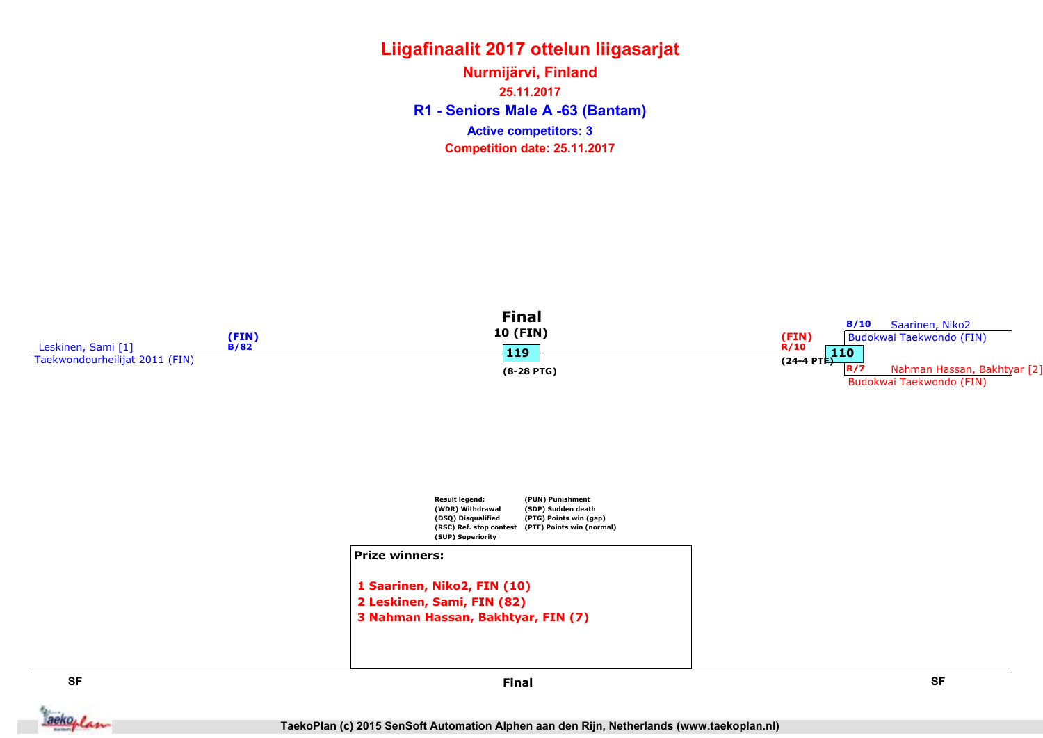# Liigafinaalit 2017 ottelun liigasarjat

## Nurmijärvi, Finland

25.11.2017

## R1 - Seniors Male A -63 (Bantam)

Active competitors: 3

Competition date: 25.11.2017

**Final**

**10 (FIN)**

**119**

(8-28 PTG)

Leskinen, Sami [1]
Taekwondourheilijat 2011 (FIN)
(FIN)
B/82

(FIN)
R/10
(24-4 PTF)
**110**

B/10 Saarinen, Niko2
Budokwai Taekwondo (FIN)

R/7 Nahman Hassan, Bakhtyar [2]
Budokwai Taekwondo (FIN)

Result legend:
(WDR) Withdrawal
(DSQ) Disqualified
(RSC) Ref. stop contest
(SUP) Superiority
(PUN) Punishment
(SDP) Sudden death
(PTG) Points win (gap)
(PTF) Points win (normal)

**Prize winners:**

1 Saarinen, Niko2, FIN (10)
2 Leskinen, Sami, FIN (82)
3 Nahman Hassan, Bakhtyar, FIN (7)

SF | Final | SF

TaekoPlan (c) 2015 SenSoft Automation Alphen aan den Rijn, Netherlands (www.taekoplan.nl)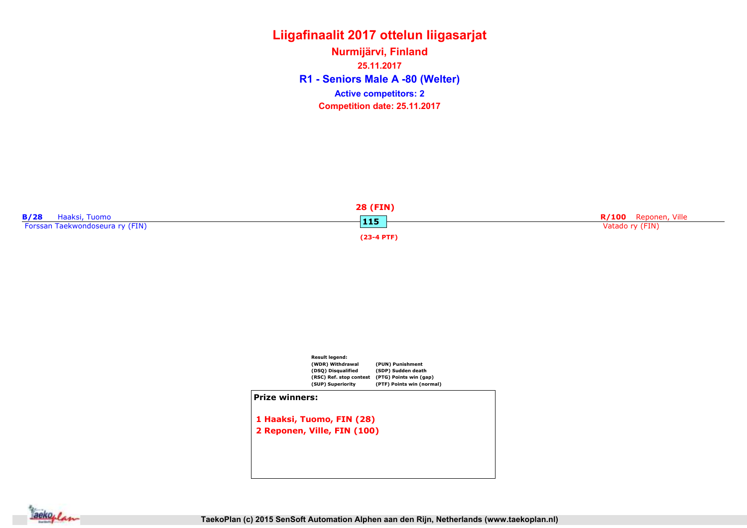# Liigafinaalit 2017 ottelun liigasarjat

## Nurmijärvi, Finland

25.11.2017

## R1 - Seniors Male A -80 (Welter)

Active competitors: 2

Competition date: 25.11.2017

**B/28** Haaksi, Tuomo
Forssan Taekwondoseura ry (FIN)

**28 (FIN)**

**115**

**(23-4 PTF)**

**R/100** Reponen, Ville
Vatado ry (FIN)

Result legend:

| | |
|---|---|
| (WDR) Withdrawal | (PUN) Punishment |
| (DSQ) Disqualified | (SDP) Sudden death |
| (RSC) Ref. stop contest | (PTG) Points win (gap) |
| (SUP) Superiority | (PTF) Points win (normal) |

**Prize winners:**

1 Haaksi, Tuomo, FIN (28)
2 Reponen, Ville, FIN (100)

TaekoPlan (c) 2015 SenSoft Automation Alphen aan den Rijn, Netherlands (www.taekoplan.nl)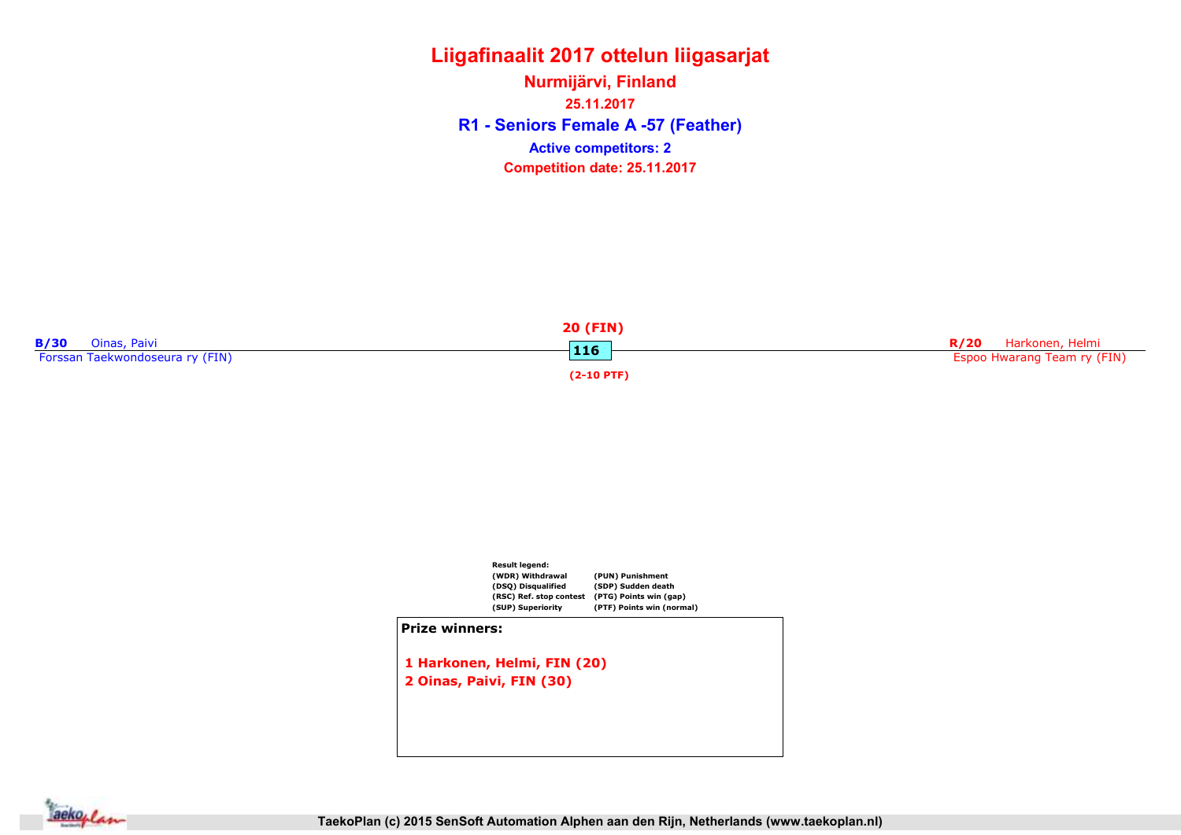# Liigafinaalit 2017 ottelun liigasarjat

## Nurmijärvi, Finland

25.11.2017

## R1 - Seniors Female A -57 (Feather)

**Active competitors: 2**

**Competition date: 25.11.2017**

**B/30** Oinas, Paivi
Forssan Taekwondoseura ry (FIN)

**20 (FIN)**
**116**
**(2-10 PTF)**

**R/20** Harkonen, Helmi
Espoo Hwarang Team ry (FIN)

**Result legend:**

| | |
|---|---|
| (WDR) Withdrawal | (PUN) Punishment |
| (DSQ) Disqualified | (SDP) Sudden death |
| (RSC) Ref. stop contest | (PTG) Points win (gap) |
| (SUP) Superiority | (PTF) Points win (normal) |

**Prize winners:**

1 Harkonen, Helmi, FIN (20)
2 Oinas, Paivi, FIN (30)

TaekoPlan (c) 2015 SenSoft Automation Alphen aan den Rijn, Netherlands (www.taekoplan.nl)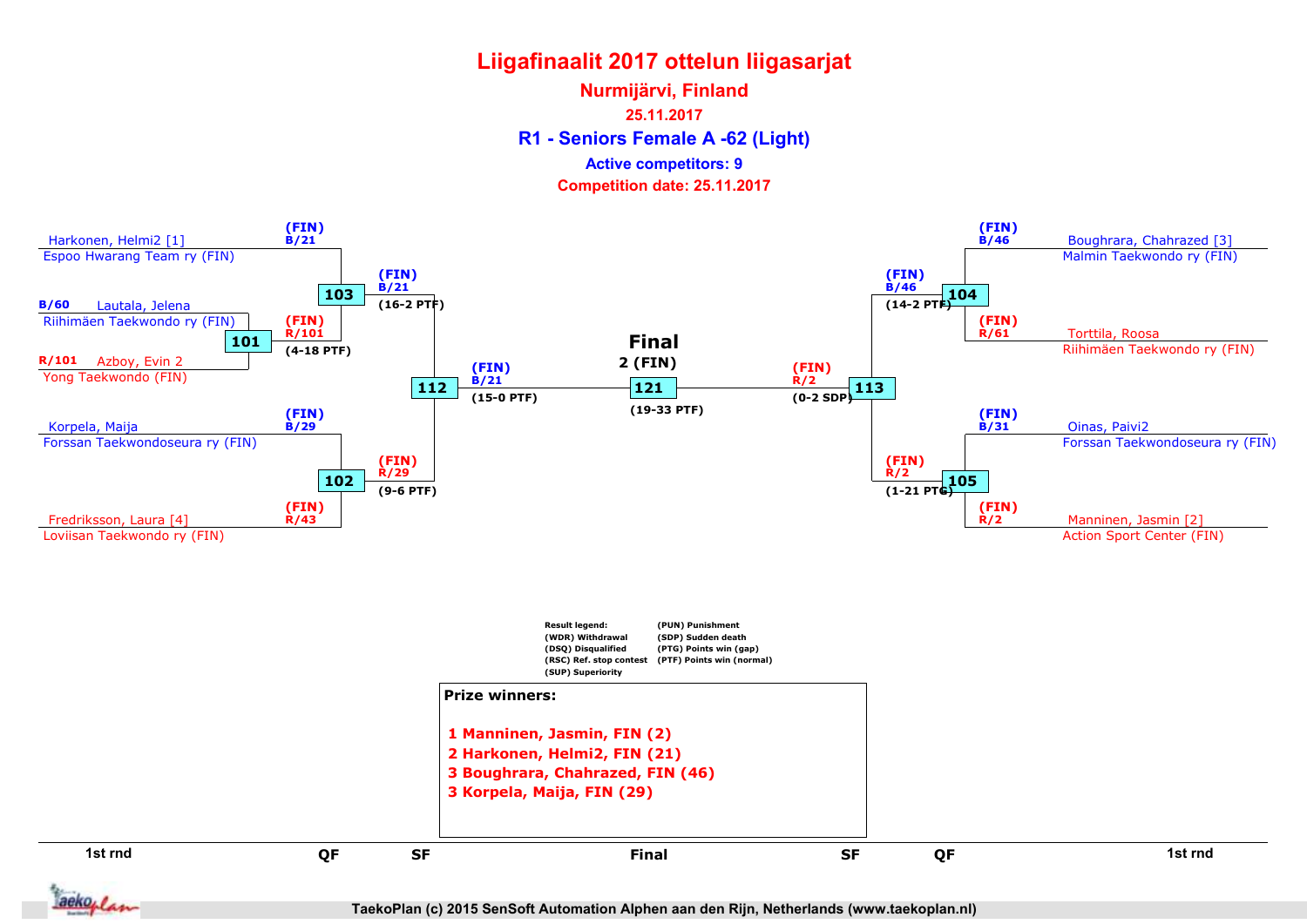# Liigafinaalit 2017 ottelun liigasarjat

## Nurmijärvi, Finland

25.11.2017

## R1 - Seniors Female A -62 (Light)

**Active competitors: 9**

**Competition date: 25.11.2017**

### 1st rnd

- **101**: B/60 Lautala, Jelena – Riihimäen Taekwondo ry (FIN) vs R/101 Azboy, Evin 2 – Yong Taekwondo (FIN) → (FIN) R/101 (4-18 PTF)

### QF

- **103**: Harkonen, Helmi2 [1] – Espoo Hwarang Team ry (FIN) (FIN) B/21 vs (FIN) R/101 → (FIN) B/21 (16-2 PTF)
- **102**: Korpela, Maija – Forssan Taekwondoseura ry (FIN) (FIN) B/29 vs Fredriksson, Laura [4] – Loviisan Taekwondo ry (FIN) (FIN) R/43 → (FIN) R/29 (9-6 PTF)
- **104**: Boughrara, Chahrazed [3] – Malmin Taekwondo ry (FIN) (FIN) B/46 vs Torttila, Roosa – Riihimäen Taekwondo ry (FIN) (FIN) R/61 → (FIN) B/46 (14-2 PTF)
- **105**: Oinas, Paivi2 – Forssan Taekwondoseura ry (FIN) (FIN) B/31 vs Manninen, Jasmin [2] – Action Sport Center (FIN) (FIN) R/2 → (FIN) R/2 (1-21 PTG)

### SF

- **112**: (FIN) B/21 vs (FIN) R/29 → (FIN) B/21 (15-0 PTF)
- **113**: (FIN) B/46 vs (FIN) R/2 → (FIN) R/2 (0-2 SDP)

### Final

- **121**: (FIN) B/21 vs (FIN) R/2 → 2 (FIN) (19-33 PTF)

| Result legend: | |
|---|---|
| (WDR) Withdrawal | (PUN) Punishment |
| (DSQ) Disqualified | (SDP) Sudden death |
| (RSC) Ref. stop contest | (PTG) Points win (gap) |
| (SUP) Superiority | (PTF) Points win (normal) |

**Prize winners:**

1 Manninen, Jasmin, FIN (2)
2 Harkonen, Helmi2, FIN (21)
3 Boughrara, Chahrazed, FIN (46)
3 Korpela, Maija, FIN (29)

TaekoPlan (c) 2015 SenSoft Automation Alphen aan den Rijn, Netherlands (www.taekoplan.nl)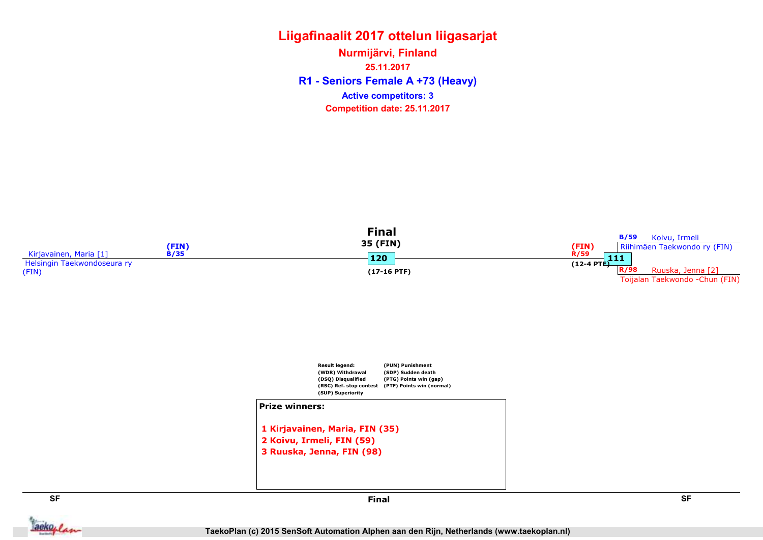# Liigafinaalit 2017 ottelun liigasarjat

## Nurmijärvi, Finland

25.11.2017

## R1 - Seniors Female A +73 (Heavy)

Active competitors: 3

Competition date: 25.11.2017

Final

35 (FIN)

Kirjavainen, Maria [1]
Helsingin Taekwondoseura ry (FIN)

(FIN)
B/35

120

(17-16 PTF)

(FIN)
R/59

(12-4 PTF)

111

B/59 Koivu, Irmeli
Riihimäen Taekwondo ry (FIN)

R/98 Ruuska, Jenna [2]
Toijalan Taekwondo -Chun (FIN)

Result legend:
(WDR) Withdrawal
(DSQ) Disqualified
(RSC) Ref. stop contest
(SUP) Superiority
(PUN) Punishment
(SDP) Sudden death
(PTG) Points win (gap)
(PTF) Points win (normal)

**Prize winners:**

1 Kirjavainen, Maria, FIN (35)
2 Koivu, Irmeli, FIN (59)
3 Ruuska, Jenna, FIN (98)

SF | Final | SF

TaekoPlan (c) 2015 SenSoft Automation Alphen aan den Rijn, Netherlands (www.taekoplan.nl)